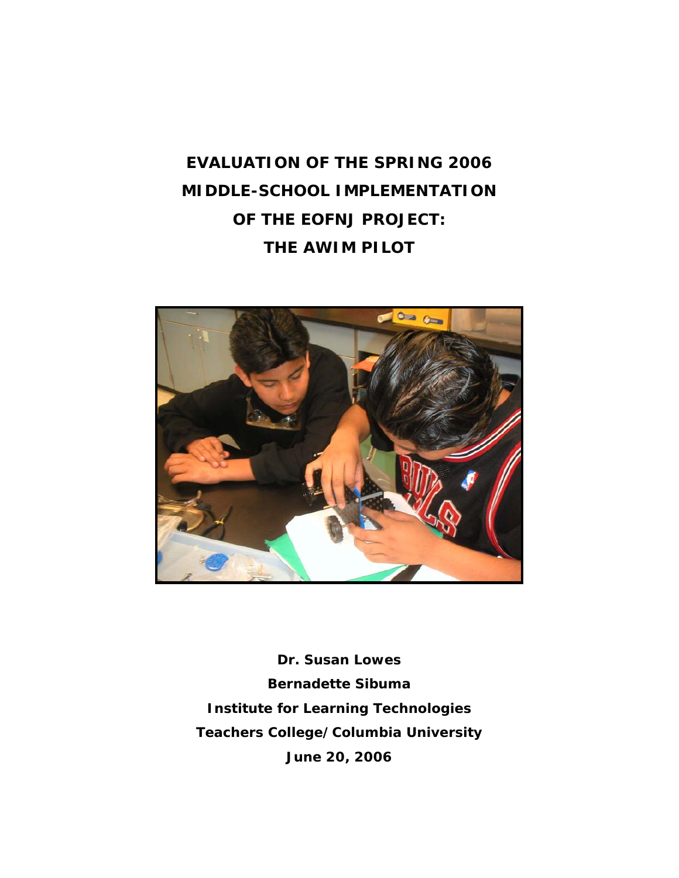# EVALUATION OF THE SPRING 2006 MIDDLE-SCHOOL IMPLEMENTATION OF THE EOFNJ PROJECT: THE AWIM PILOT

**Dr. Susan Lowes**

**Bernadette Sibuma**

**Institute for Learning Technologies**

**Teachers College/Columbia University**

**June 20, 2006**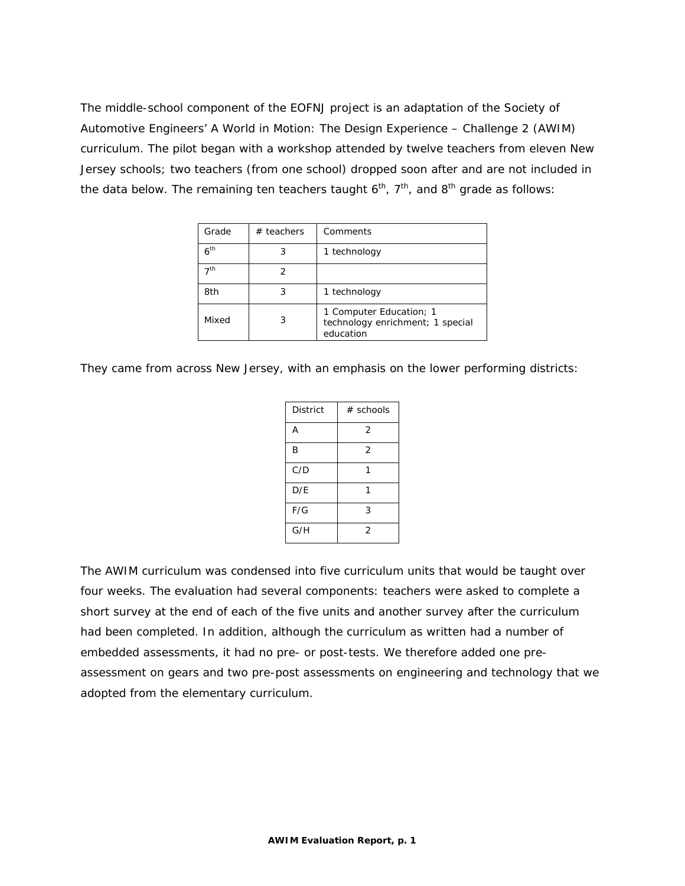The middle-school component of the EOFNJ project is an adaptation of the Society of Automotive Engineers' A World in Motion: The Design Experience – Challenge 2 (AWIM) curriculum. The pilot began with a workshop attended by twelve teachers from eleven New Jersey schools; two teachers (from one school) dropped soon after and are not included in the data below. The remaining ten teachers taught 6th, 7th, and 8th grade as follows:

| Grade | # teachers | Comments |
|---|---|---|
| 6th | 3 | 1 technology |
| 7th | 2 | |
| 8th | 3 | 1 technology |
| Mixed | 3 | 1 Computer Education; 1 technology enrichment; 1 special education |

They came from across New Jersey, with an emphasis on the lower performing districts:

| District | # schools |
|---|---|
| A | 2 |
| B | 2 |
| C/D | 1 |
| D/E | 1 |
| F/G | 3 |
| G/H | 2 |

The AWIM curriculum was condensed into five curriculum units that would be taught over four weeks. The evaluation had several components: teachers were asked to complete a short survey at the end of each of the five units and another survey after the curriculum had been completed. In addition, although the curriculum as written had a number of embedded assessments, it had no pre- or post-tests. We therefore added one pre-assessment on gears and two pre-post assessments on engineering and technology that we adopted from the elementary curriculum.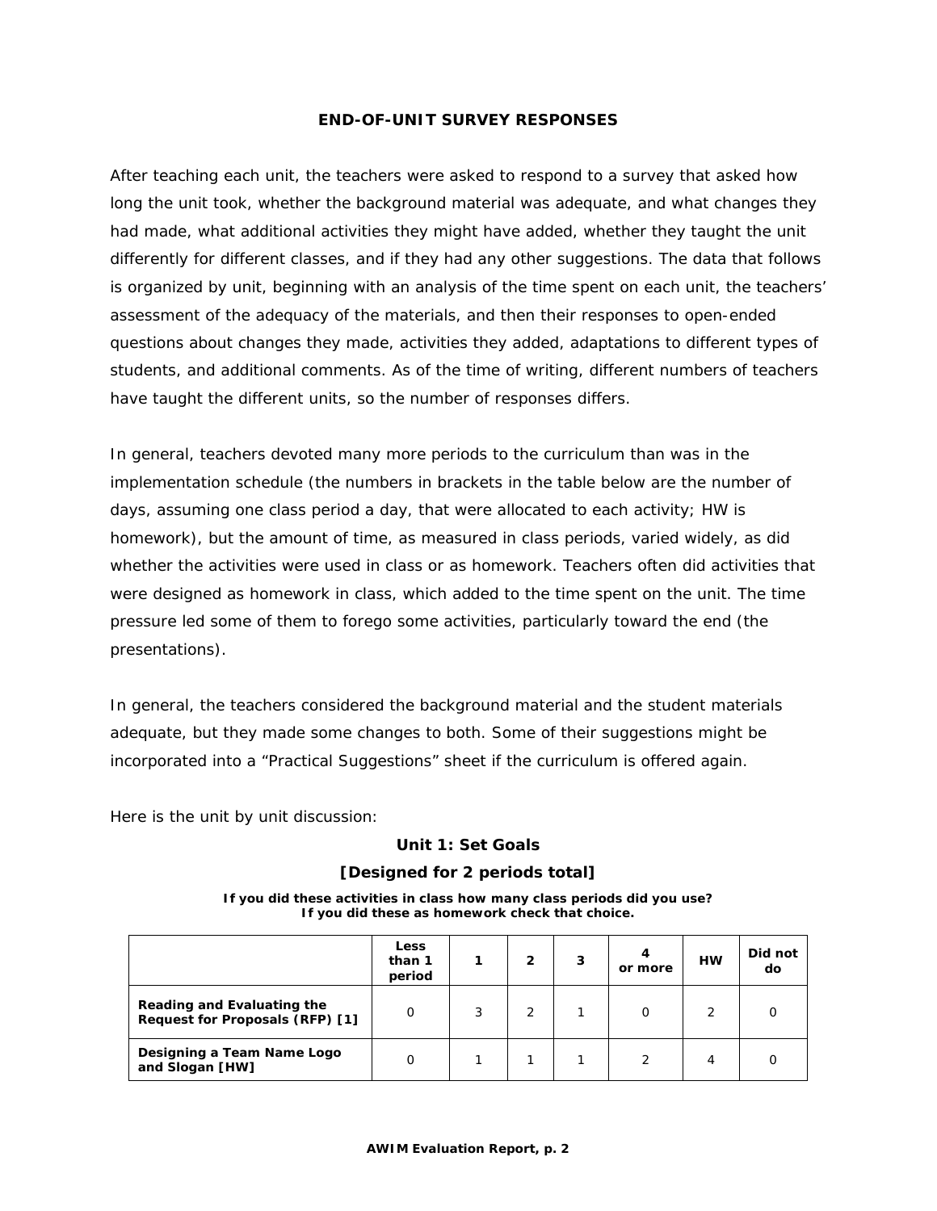# END-OF-UNIT SURVEY RESPONSES

After teaching each unit, the teachers were asked to respond to a survey that asked how long the unit took, whether the background material was adequate, and what changes they had made, what additional activities they might have added, whether they taught the unit differently for different classes, and if they had any other suggestions. The data that follows is organized by unit, beginning with an analysis of the time spent on each unit, the teachers' assessment of the adequacy of the materials, and then their responses to open-ended questions about changes they made, activities they added, adaptations to different types of students, and additional comments. As of the time of writing, different numbers of teachers have taught the different units, so the number of responses differs.

In general, teachers devoted many more periods to the curriculum than was in the implementation schedule (the numbers in brackets in the table below are the number of days, assuming one class period a day, that were allocated to each activity; HW is homework), but the amount of time, as measured in class periods, varied widely, as did whether the activities were used in class or as homework. Teachers often did activities that were designed as homework in class, which added to the time spent on the unit. The time pressure led some of them to forego some activities, particularly toward the end (the presentations).

In general, the teachers considered the background material and the student materials adequate, but they made some changes to both. Some of their suggestions might be incorporated into a "Practical Suggestions" sheet if the curriculum is offered again.

Here is the unit by unit discussion:

## Unit 1: Set Goals

### [Designed for 2 periods total]

**If you did these activities in class how many class periods did you use? If you did these as homework check that choice.**

| | Less than 1 period | 1 | 2 | 3 | 4 or more | HW | Did not do |
|---|---|---|---|---|---|---|---|
| **Reading and Evaluating the Request for Proposals (RFP) [1]** | 0 | 3 | 2 | 1 | 0 | 2 | 0 |
| **Designing a Team Name Logo and Slogan [HW]** | 0 | 1 | 1 | 1 | 2 | 4 | 0 |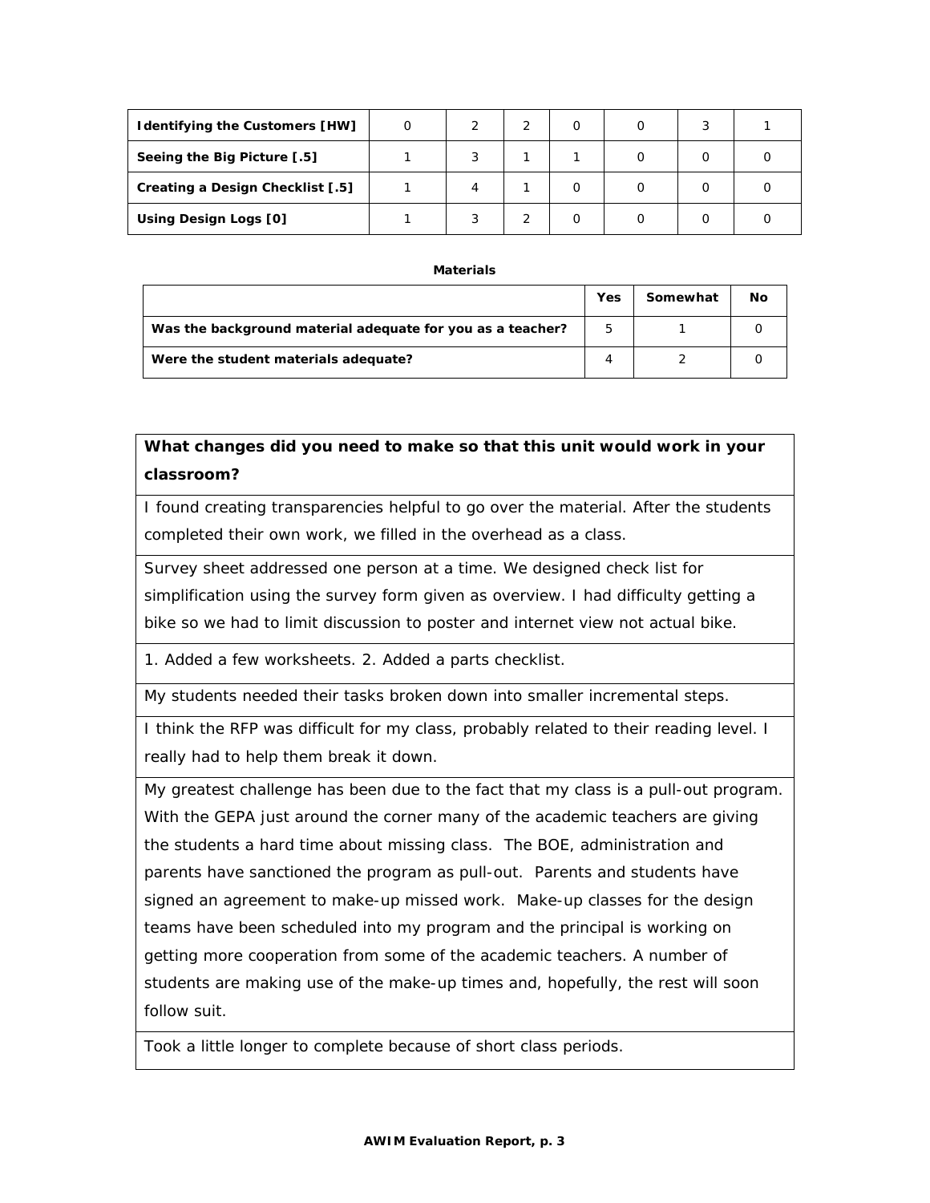| | | | | | | | |
|---|---|---|---|---|---|---|---|
| **Identifying the Customers [HW]** | 0 | 2 | 2 | 0 | 0 | 3 | 1 |
| **Seeing the Big Picture [.5]** | 1 | 3 | 1 | 1 | 0 | 0 | 0 |
| **Creating a Design Checklist [.5]** | 1 | 4 | 1 | 0 | 0 | 0 | 0 |
| **Using Design Logs [0]** | 1 | 3 | 2 | 0 | 0 | 0 | 0 |

**Materials**

| | Yes | Somewhat | No |
|---|---|---|---|
| **Was the background material adequate for you as a teacher?** | 5 | 1 | 0 |
| **Were the student materials adequate?** | 4 | 2 | 0 |

| **What changes did you need to make so that this unit would work in your classroom?** |
|---|
| I found creating transparencies helpful to go over the material. After the students completed their own work, we filled in the overhead as a class. |
| Survey sheet addressed one person at a time. We designed check list for simplification using the survey form given as overview. I had difficulty getting a bike so we had to limit discussion to poster and internet view not actual bike. |
| 1. Added a few worksheets. 2. Added a parts checklist. |
| My students needed their tasks broken down into smaller incremental steps. |
| I think the RFP was difficult for my class, probably related to their reading level. I really had to help them break it down. |
| My greatest challenge has been due to the fact that my class is a pull-out program. With the GEPA just around the corner many of the academic teachers are giving the students a hard time about missing class. The BOE, administration and parents have sanctioned the program as pull-out. Parents and students have signed an agreement to make-up missed work. Make-up classes for the design teams have been scheduled into my program and the principal is working on getting more cooperation from some of the academic teachers. A number of students are making use of the make-up times and, hopefully, the rest will soon follow suit. |
| Took a little longer to complete because of short class periods. |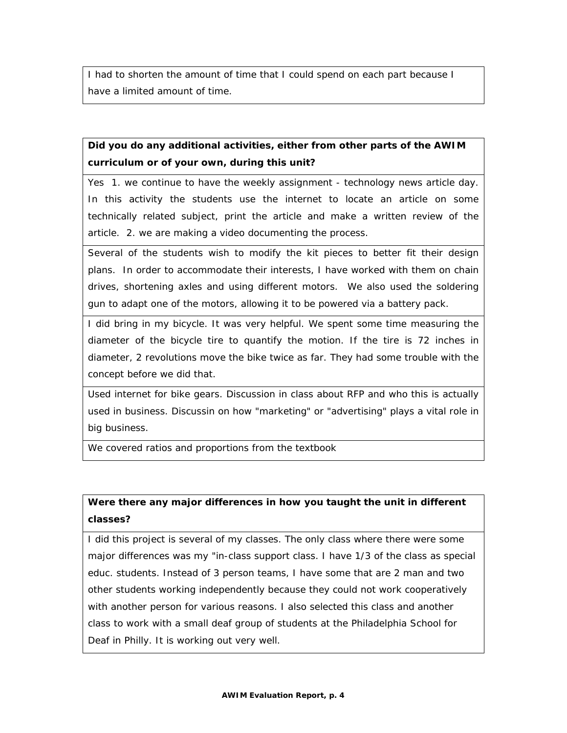| I had to shorten the amount of time that I could spend on each part because I have a limited amount of time. |
| --- |

| **Did you do any additional activities, either from other parts of the AWIM curriculum or of your own, during this unit?** |
| --- |
| Yes 1. we continue to have the weekly assignment - technology news article day. In this activity the students use the internet to locate an article on some technically related subject, print the article and make a written review of the article. 2. we are making a video documenting the process. |
| Several of the students wish to modify the kit pieces to better fit their design plans. In order to accommodate their interests, I have worked with them on chain drives, shortening axles and using different motors. We also used the soldering gun to adapt one of the motors, allowing it to be powered via a battery pack. |
| I did bring in my bicycle. It was very helpful. We spent some time measuring the diameter of the bicycle tire to quantify the motion. If the tire is 72 inches in diameter, 2 revolutions move the bike twice as far. They had some trouble with the concept before we did that. |
| Used internet for bike gears. Discussion in class about RFP and who this is actually used in business. Discussin on how "marketing" or "advertising" plays a vital role in big business. |
| We covered ratios and proportions from the textbook |

| **Were there any major differences in how you taught the unit in different classes?** |
| --- |
| I did this project is several of my classes. The only class where there were some major differences was my "in-class support class. I have 1/3 of the class as special educ. students. Instead of 3 person teams, I have some that are 2 man and two other students working independently because they could not work cooperatively with another person for various reasons. I also selected this class and another class to work with a small deaf group of students at the Philadelphia School for Deaf in Philly. It is working out very well. |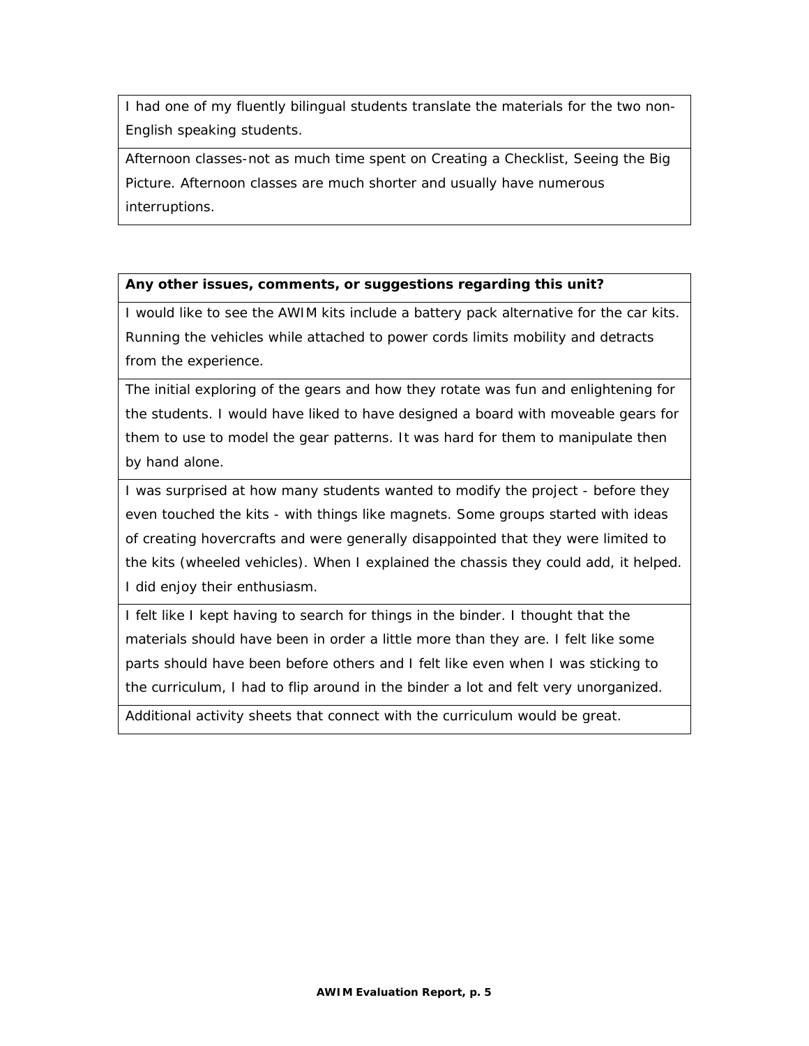| I had one of my fluently bilingual students translate the materials for the two non-English speaking students. |
|---|
| Afternoon classes-not as much time spent on Creating a Checklist, Seeing the Big Picture. Afternoon classes are much shorter and usually have numerous interruptions. |

| **Any other issues, comments, or suggestions regarding this unit?** |
|---|
| I would like to see the AWIM kits include a battery pack alternative for the car kits. Running the vehicles while attached to power cords limits mobility and detracts from the experience. |
| The initial exploring of the gears and how they rotate was fun and enlightening for the students. I would have liked to have designed a board with moveable gears for them to use to model the gear patterns. It was hard for them to manipulate then by hand alone. |
| I was surprised at how many students wanted to modify the project - before they even touched the kits - with things like magnets. Some groups started with ideas of creating hovercrafts and were generally disappointed that they were limited to the kits (wheeled vehicles). When I explained the chassis they could add, it helped. I did enjoy their enthusiasm. |
| I felt like I kept having to search for things in the binder. I thought that the materials should have been in order a little more than they are. I felt like some parts should have been before others and I felt like even when I was sticking to the curriculum, I had to flip around in the binder a lot and felt very unorganized. |
| Additional activity sheets that connect with the curriculum would be great. |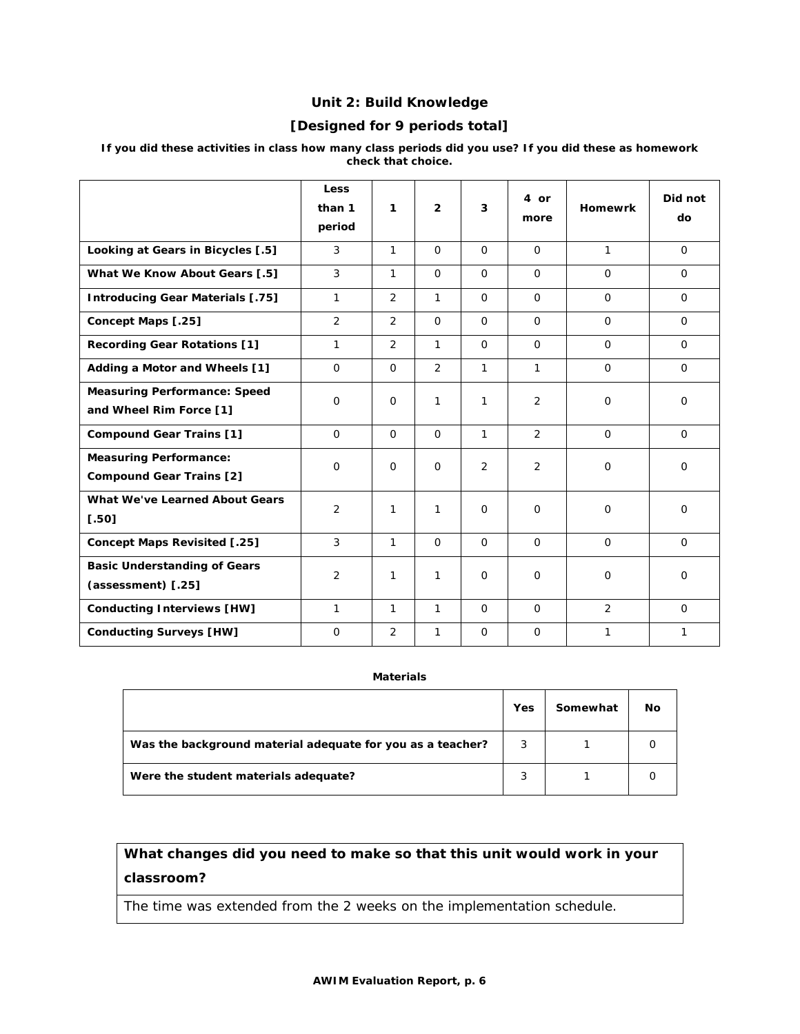## Unit 2: Build Knowledge

### [Designed for 9 periods total]

**If you did these activities in class how many class periods did you use? If you did these as homework check that choice.**

| | Less than 1 period | 1 | 2 | 3 | 4 or more | Homewrk | Did not do |
|---|---|---|---|---|---|---|---|
| **Looking at Gears in Bicycles [.5]** | 3 | 1 | 0 | 0 | 0 | 1 | 0 |
| **What We Know About Gears [.5]** | 3 | 1 | 0 | 0 | 0 | 0 | 0 |
| **Introducing Gear Materials [.75]** | 1 | 2 | 1 | 0 | 0 | 0 | 0 |
| **Concept Maps [.25]** | 2 | 2 | 0 | 0 | 0 | 0 | 0 |
| **Recording Gear Rotations [1]** | 1 | 2 | 1 | 0 | 0 | 0 | 0 |
| **Adding a Motor and Wheels [1]** | 0 | 0 | 2 | 1 | 1 | 0 | 0 |
| **Measuring Performance: Speed and Wheel Rim Force [1]** | 0 | 0 | 1 | 1 | 2 | 0 | 0 |
| **Compound Gear Trains [1]** | 0 | 0 | 0 | 1 | 2 | 0 | 0 |
| **Measuring Performance: Compound Gear Trains [2]** | 0 | 0 | 0 | 2 | 2 | 0 | 0 |
| **What We've Learned About Gears [.50]** | 2 | 1 | 1 | 0 | 0 | 0 | 0 |
| **Concept Maps Revisited [.25]** | 3 | 1 | 0 | 0 | 0 | 0 | 0 |
| **Basic Understanding of Gears (assessment) [.25]** | 2 | 1 | 1 | 0 | 0 | 0 | 0 |
| **Conducting Interviews [HW]** | 1 | 1 | 1 | 0 | 0 | 2 | 0 |
| **Conducting Surveys [HW]** | 0 | 2 | 1 | 0 | 0 | 1 | 1 |

**Materials**

| | Yes | Somewhat | No |
|---|---|---|---|
| **Was the background material adequate for you as a teacher?** | 3 | 1 | 0 |
| **Were the student materials adequate?** | 3 | 1 | 0 |

| **What changes did you need to make so that this unit would work in your classroom?** |
|---|
| The time was extended from the 2 weeks on the implementation schedule. |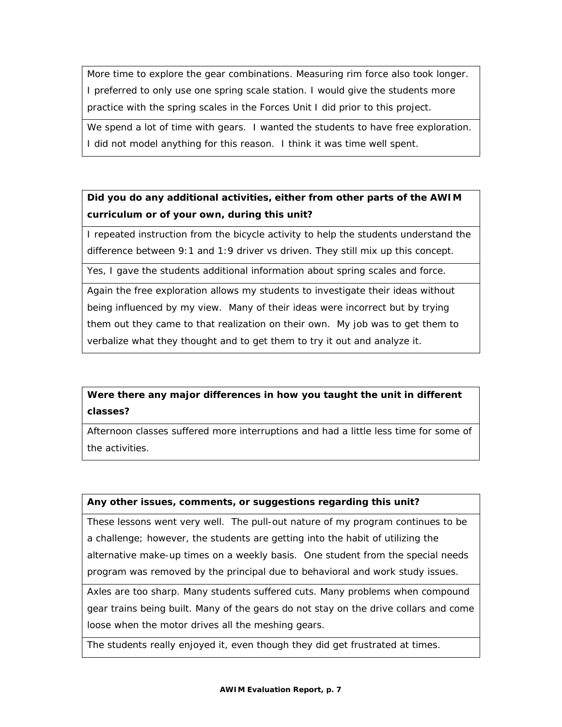| More time to explore the gear combinations. Measuring rim force also took longer. I preferred to only use one spring scale station. I would give the students more practice with the spring scales in the Forces Unit I did prior to this project. |
|---|
| We spend a lot of time with gears. I wanted the students to have free exploration. I did not model anything for this reason. I think it was time well spent. |

| **Did you do any additional activities, either from other parts of the AWIM curriculum or of your own, during this unit?** |
|---|
| I repeated instruction from the bicycle activity to help the students understand the difference between 9:1 and 1:9 driver vs driven. They still mix up this concept. |
| Yes, I gave the students additional information about spring scales and force. |
| Again the free exploration allows my students to investigate their ideas without being influenced by my view. Many of their ideas were incorrect but by trying them out they came to that realization on their own. My job was to get them to verbalize what they thought and to get them to try it out and analyze it. |

| **Were there any major differences in how you taught the unit in different classes?** |
|---|
| Afternoon classes suffered more interruptions and had a little less time for some of the activities. |

| **Any other issues, comments, or suggestions regarding this unit?** |
|---|
| These lessons went very well. The pull-out nature of my program continues to be a challenge; however, the students are getting into the habit of utilizing the alternative make-up times on a weekly basis. One student from the special needs program was removed by the principal due to behavioral and work study issues. |
| Axles are too sharp. Many students suffered cuts. Many problems when compound gear trains being built. Many of the gears do not stay on the drive collars and come loose when the motor drives all the meshing gears. |
| The students really enjoyed it, even though they did get frustrated at times. |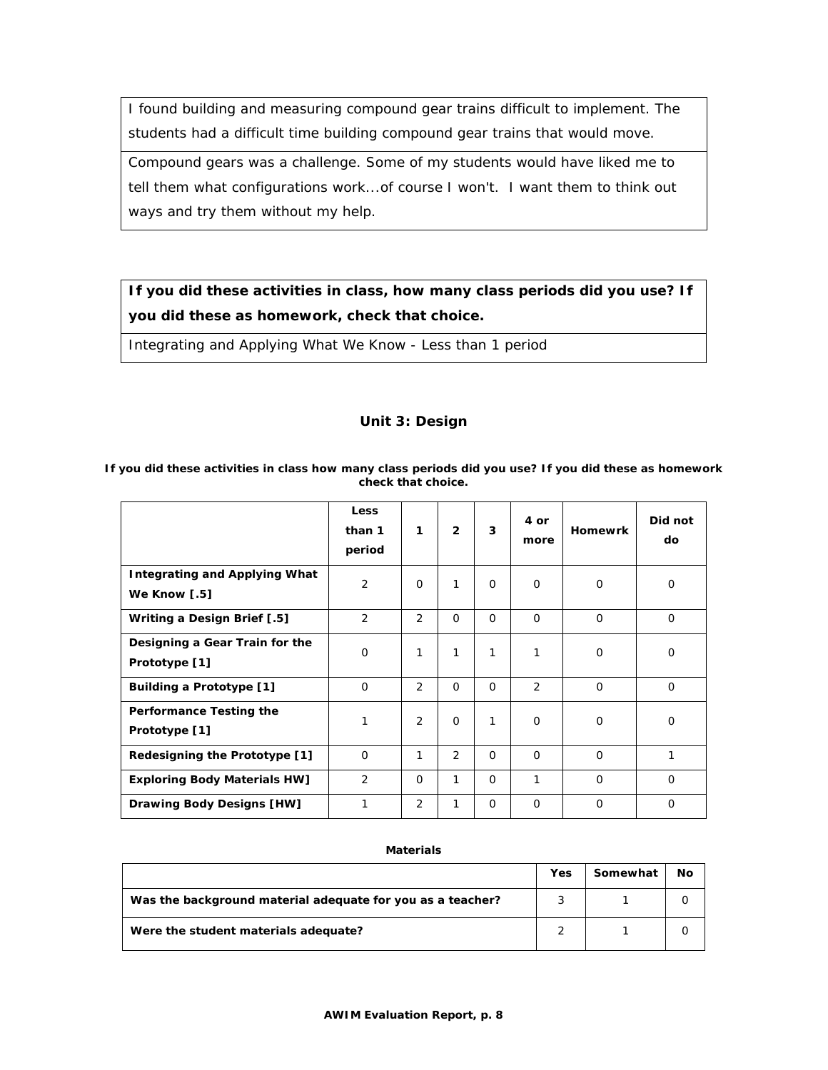| |
|---|
| I found building and measuring compound gear trains difficult to implement. The students had a difficult time building compound gear trains that would move. |
| Compound gears was a challenge. Some of my students would have liked me to tell them what configurations work...of course I won't. I want them to think out ways and try them without my help. |

| **If you did these activities in class, how many class periods did you use? If you did these as homework, check that choice.** |
|---|
| Integrating and Applying What We Know - Less than 1 period |

## Unit 3: Design

**If you did these activities in class how many class periods did you use? If you did these as homework check that choice.**

| | Less than 1 period | 1 | 2 | 3 | 4 or more | Homewrk | Did not do |
|---|---|---|---|---|---|---|---|
| **Integrating and Applying What We Know [.5]** | 2 | 0 | 1 | 0 | 0 | 0 | 0 |
| **Writing a Design Brief [.5]** | 2 | 2 | 0 | 0 | 0 | 0 | 0 |
| **Designing a Gear Train for the Prototype [1]** | 0 | 1 | 1 | 1 | 1 | 0 | 0 |
| **Building a Prototype [1]** | 0 | 2 | 0 | 0 | 2 | 0 | 0 |
| **Performance Testing the Prototype [1]** | 1 | 2 | 0 | 1 | 0 | 0 | 0 |
| **Redesigning the Prototype [1]** | 0 | 1 | 2 | 0 | 0 | 0 | 1 |
| **Exploring Body Materials HW]** | 2 | 0 | 1 | 0 | 1 | 0 | 0 |
| **Drawing Body Designs [HW]** | 1 | 2 | 1 | 0 | 0 | 0 | 0 |

**Materials**

| | Yes | Somewhat | No |
|---|---|---|---|
| **Was the background material adequate for you as a teacher?** | 3 | 1 | 0 |
| **Were the student materials adequate?** | 2 | 1 | 0 |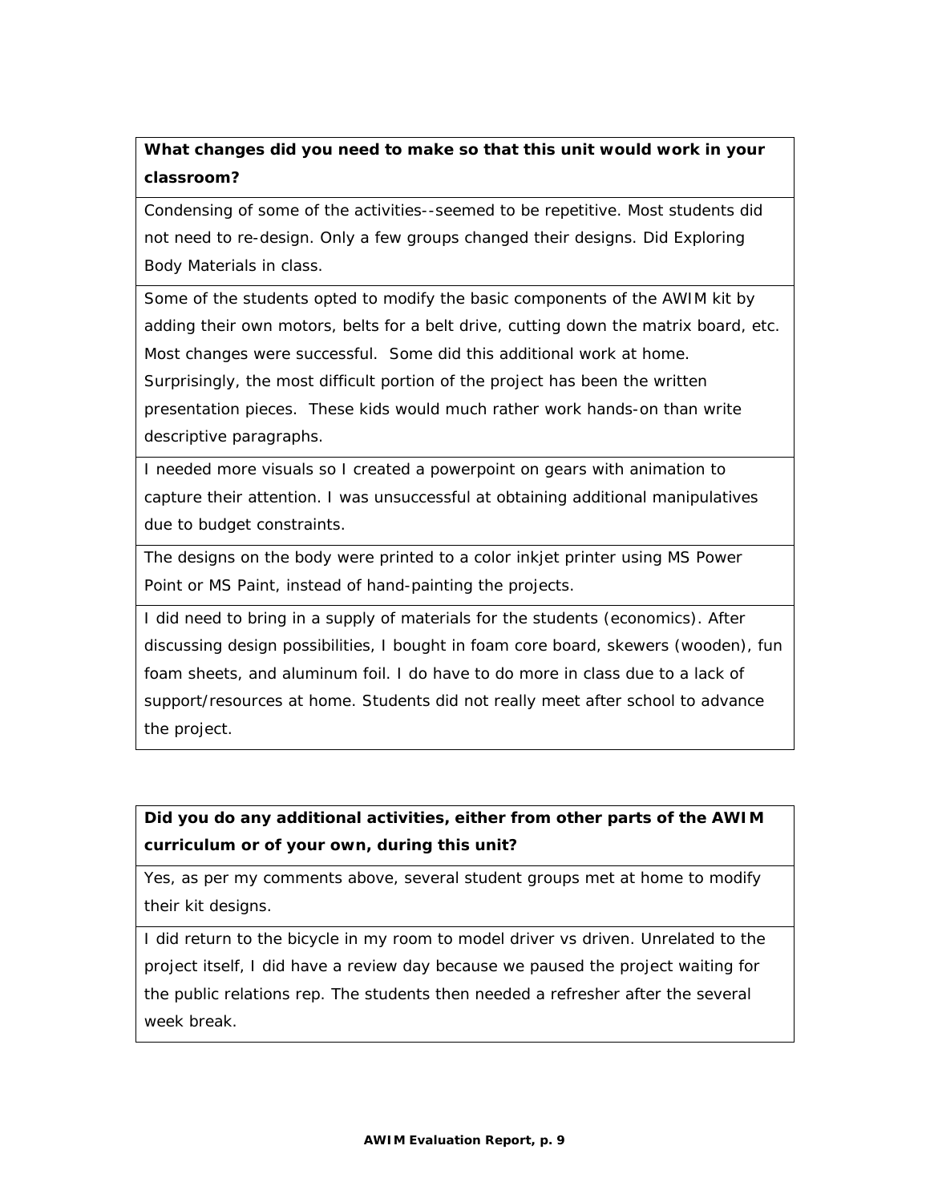| What changes did you need to make so that this unit would work in your classroom? |
|---|
| Condensing of some of the activities--seemed to be repetitive. Most students did not need to re-design. Only a few groups changed their designs. Did Exploring Body Materials in class. |
| Some of the students opted to modify the basic components of the AWIM kit by adding their own motors, belts for a belt drive, cutting down the matrix board, etc. Most changes were successful. Some did this additional work at home. Surprisingly, the most difficult portion of the project has been the written presentation pieces. These kids would much rather work hands-on than write descriptive paragraphs. |
| I needed more visuals so I created a powerpoint on gears with animation to capture their attention. I was unsuccessful at obtaining additional manipulatives due to budget constraints. |
| The designs on the body were printed to a color inkjet printer using MS Power Point or MS Paint, instead of hand-painting the projects. |
| I did need to bring in a supply of materials for the students (economics). After discussing design possibilities, I bought in foam core board, skewers (wooden), fun foam sheets, and aluminum foil. I do have to do more in class due to a lack of support/resources at home. Students did not really meet after school to advance the project. |

| Did you do any additional activities, either from other parts of the AWIM curriculum or of your own, during this unit? |
|---|
| Yes, as per my comments above, several student groups met at home to modify their kit designs. |
| I did return to the bicycle in my room to model driver vs driven. Unrelated to the project itself, I did have a review day because we paused the project waiting for the public relations rep. The students then needed a refresher after the several week break. |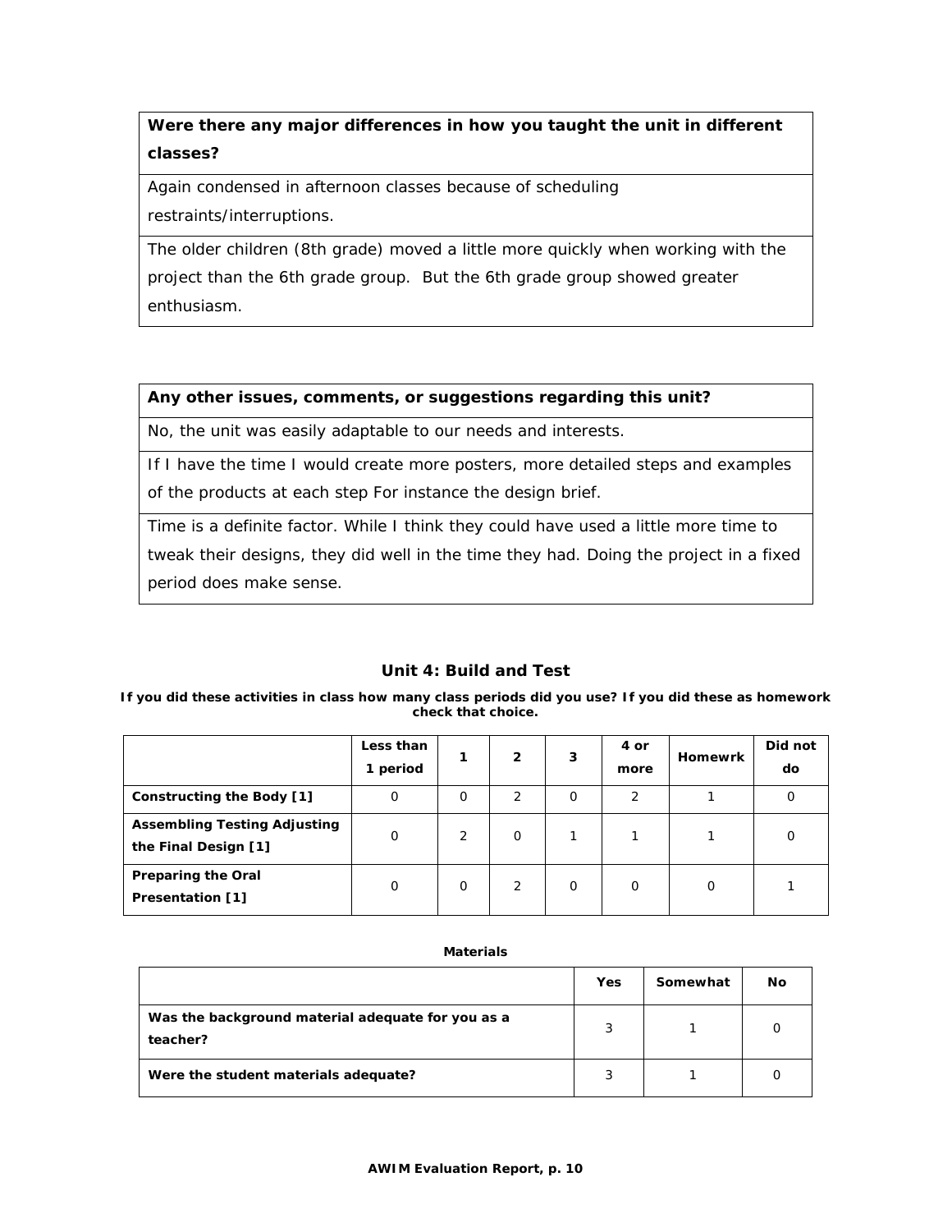| **Were there any major differences in how you taught the unit in different classes?** |
|---|
| Again condensed in afternoon classes because of scheduling restraints/interruptions. |
| The older children (8th grade) moved a little more quickly when working with the project than the 6th grade group. But the 6th grade group showed greater enthusiasm. |

| **Any other issues, comments, or suggestions regarding this unit?** |
|---|
| No, the unit was easily adaptable to our needs and interests. |
| If I have the time I would create more posters, more detailed steps and examples of the products at each step For instance the design brief. |
| Time is a definite factor. While I think they could have used a little more time to tweak their designs, they did well in the time they had. Doing the project in a fixed period does make sense. |

### Unit 4: Build and Test

**If you did these activities in class how many class periods did you use? If you did these as homework check that choice.**

| | Less than 1 period | 1 | 2 | 3 | 4 or more | Homewrk | Did not do |
|---|---|---|---|---|---|---|---|
| **Constructing the Body [1]** | 0 | 0 | 2 | 0 | 2 | 1 | 0 |
| **Assembling Testing Adjusting the Final Design [1]** | 0 | 2 | 0 | 1 | 1 | 1 | 0 |
| **Preparing the Oral Presentation [1]** | 0 | 0 | 2 | 0 | 0 | 0 | 1 |

**Materials**

| | Yes | Somewhat | No |
|---|---|---|---|
| **Was the background material adequate for you as a teacher?** | 3 | 1 | 0 |
| **Were the student materials adequate?** | 3 | 1 | 0 |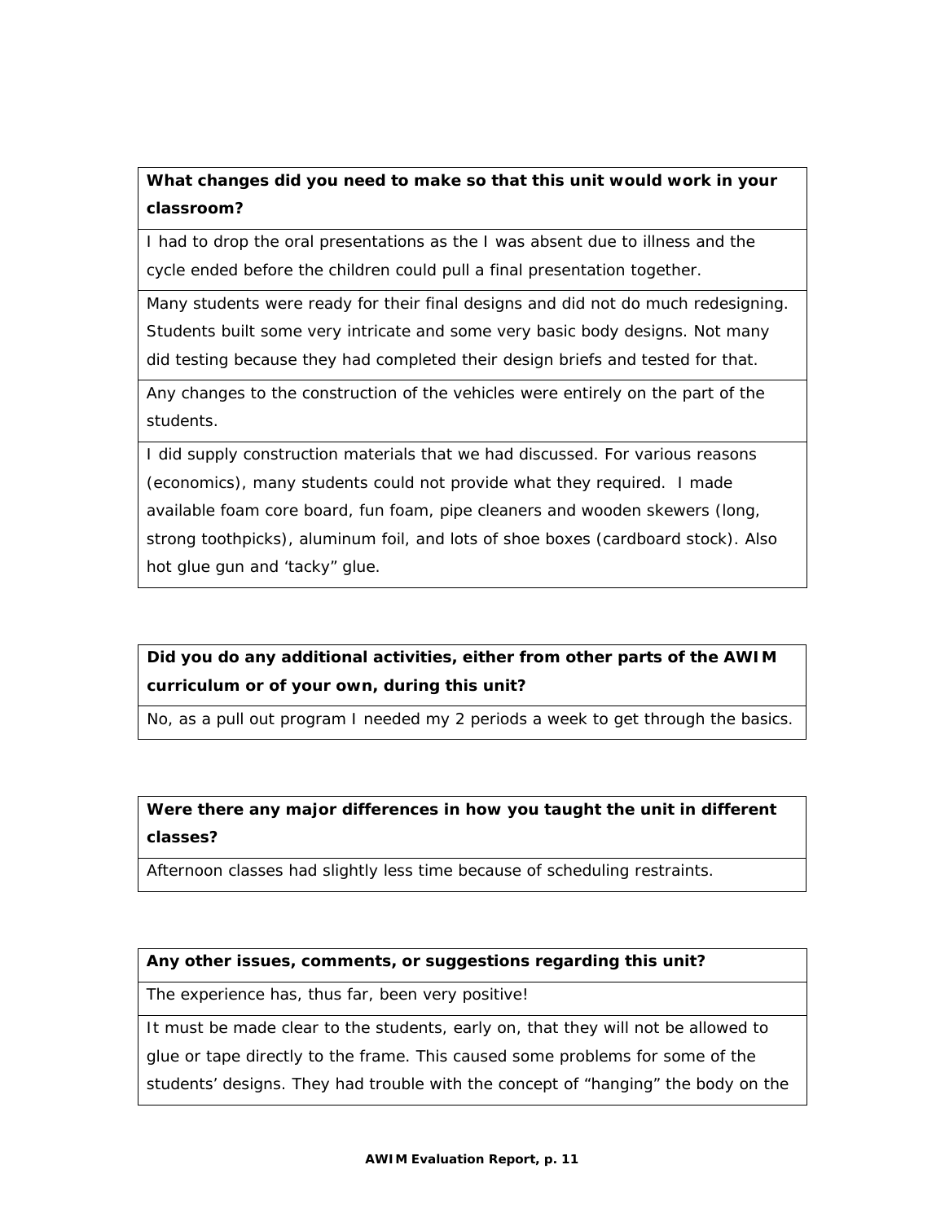| What changes did you need to make so that this unit would work in your classroom? |
|---|
| I had to drop the oral presentations as the I was absent due to illness and the cycle ended before the children could pull a final presentation together. |
| Many students were ready for their final designs and did not do much redesigning. Students built some very intricate and some very basic body designs. Not many did testing because they had completed their design briefs and tested for that. |
| Any changes to the construction of the vehicles were entirely on the part of the students. |
| I did supply construction materials that we had discussed. For various reasons (economics), many students could not provide what they required. I made available foam core board, fun foam, pipe cleaners and wooden skewers (long, strong toothpicks), aluminum foil, and lots of shoe boxes (cardboard stock). Also hot glue gun and 'tacky" glue. |

| Did you do any additional activities, either from other parts of the AWIM curriculum or of your own, during this unit? |
|---|
| No, as a pull out program I needed my 2 periods a week to get through the basics. |

| Were there any major differences in how you taught the unit in different classes? |
|---|
| Afternoon classes had slightly less time because of scheduling restraints. |

| Any other issues, comments, or suggestions regarding this unit? |
|---|
| The experience has, thus far, been very positive! |
| It must be made clear to the students, early on, that they will not be allowed to glue or tape directly to the frame. This caused some problems for some of the students' designs. They had trouble with the concept of "hanging" the body on the |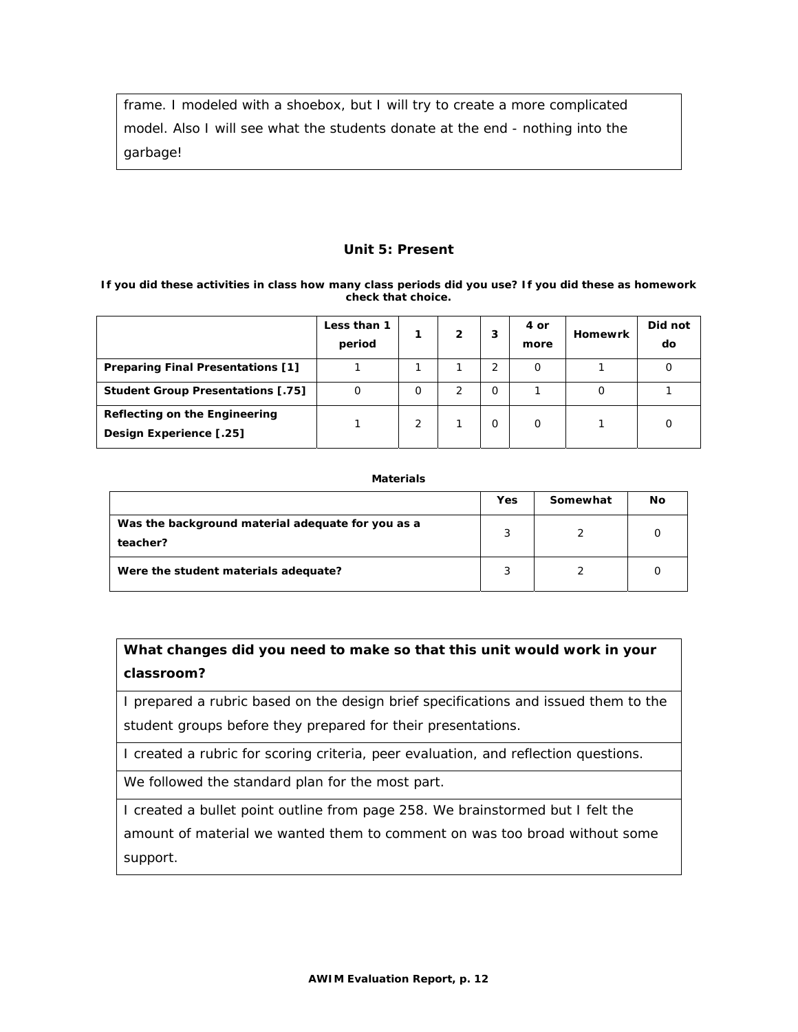frame. I modeled with a shoebox, but I will try to create a more complicated model. Also I will see what the students donate at the end - nothing into the garbage!

### Unit 5: Present

**If you did these activities in class how many class periods did you use? If you did these as homework check that choice.**

| | Less than 1 period | 1 | 2 | 3 | 4 or more | Homewrk | Did not do |
|---|---|---|---|---|---|---|---|
| **Preparing Final Presentations [1]** | 1 | 1 | 1 | 2 | 0 | 1 | 0 |
| **Student Group Presentations [.75]** | 0 | 0 | 2 | 0 | 1 | 0 | 1 |
| **Reflecting on the Engineering Design Experience [.25]** | 1 | 2 | 1 | 0 | 0 | 1 | 0 |

**Materials**

| | Yes | Somewhat | No |
|---|---|---|---|
| **Was the background material adequate for you as a teacher?** | 3 | 2 | 0 |
| **Were the student materials adequate?** | 3 | 2 | 0 |

| **What changes did you need to make so that this unit would work in your classroom?** |
|---|
| I prepared a rubric based on the design brief specifications and issued them to the student groups before they prepared for their presentations. |
| I created a rubric for scoring criteria, peer evaluation, and reflection questions. |
| We followed the standard plan for the most part. |
| I created a bullet point outline from page 258. We brainstormed but I felt the amount of material we wanted them to comment on was too broad without some support. |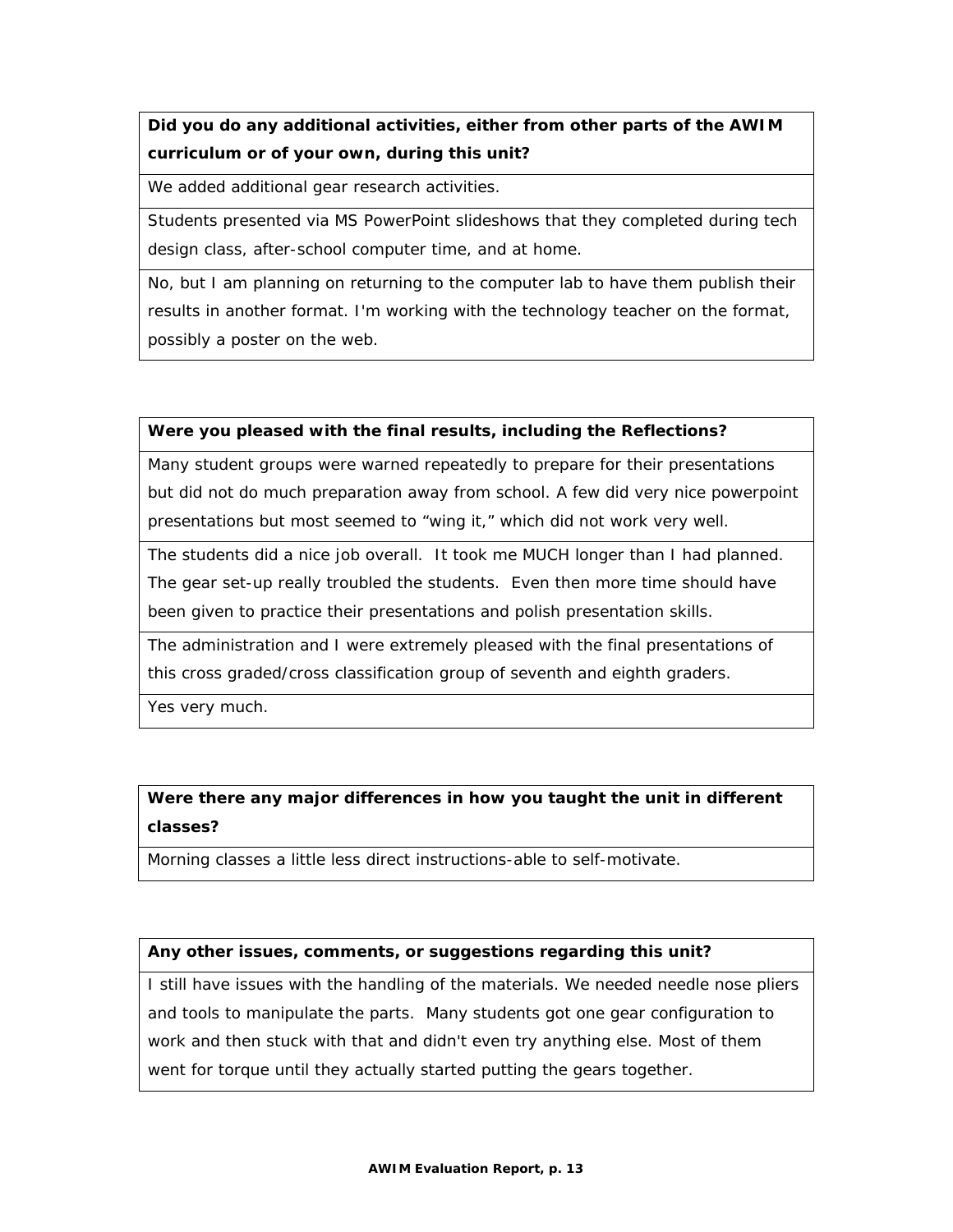| Did you do any additional activities, either from other parts of the AWIM curriculum or of your own, during this unit? |
| --- |
| We added additional gear research activities. |
| Students presented via MS PowerPoint slideshows that they completed during tech design class, after-school computer time, and at home. |
| No, but I am planning on returning to the computer lab to have them publish their results in another format. I'm working with the technology teacher on the format, possibly a poster on the web. |

| Were you pleased with the final results, including the Reflections? |
| --- |
| Many student groups were warned repeatedly to prepare for their presentations but did not do much preparation away from school. A few did very nice powerpoint presentations but most seemed to "wing it," which did not work very well. |
| The students did a nice job overall. It took me MUCH longer than I had planned. The gear set-up really troubled the students. Even then more time should have been given to practice their presentations and polish presentation skills. |
| The administration and I were extremely pleased with the final presentations of this cross graded/cross classification group of seventh and eighth graders. |
| Yes very much. |

| Were there any major differences in how you taught the unit in different classes? |
| --- |
| Morning classes a little less direct instructions-able to self-motivate. |

| Any other issues, comments, or suggestions regarding this unit? |
| --- |
| I still have issues with the handling of the materials. We needed needle nose pliers and tools to manipulate the parts. Many students got one gear configuration to work and then stuck with that and didn't even try anything else. Most of them went for torque until they actually started putting the gears together. |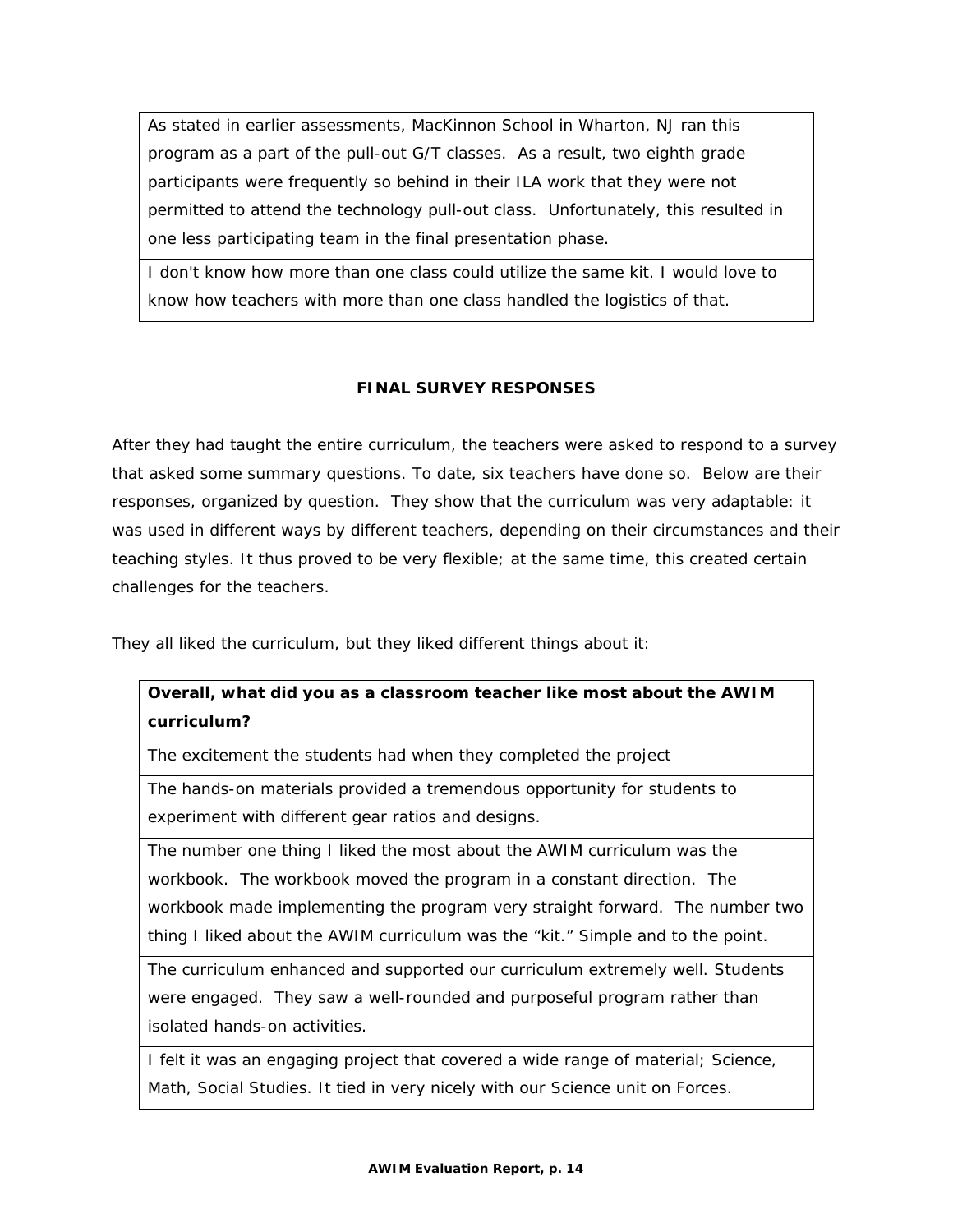| As stated in earlier assessments, MacKinnon School in Wharton, NJ ran this program as a part of the pull-out G/T classes. As a result, two eighth grade participants were frequently so behind in their ILA work that they were not permitted to attend the technology pull-out class. Unfortunately, this resulted in one less participating team in the final presentation phase. |
| --- |
| I don't know how more than one class could utilize the same kit. I would love to know how teachers with more than one class handled the logistics of that. |

## FINAL SURVEY RESPONSES

After they had taught the entire curriculum, the teachers were asked to respond to a survey that asked some summary questions. To date, six teachers have done so. Below are their responses, organized by question. They show that the curriculum was very adaptable: it was used in different ways by different teachers, depending on their circumstances and their teaching styles. It thus proved to be very flexible; at the same time, this created certain challenges for the teachers.

They all liked the curriculum, but they liked different things about it:

| **Overall, what did you as a classroom teacher like most about the AWIM curriculum?** |
| --- |
| The excitement the students had when they completed the project |
| The hands-on materials provided a tremendous opportunity for students to experiment with different gear ratios and designs. |
| The number one thing I liked the most about the AWIM curriculum was the workbook. The workbook moved the program in a constant direction. The workbook made implementing the program very straight forward. The number two thing I liked about the AWIM curriculum was the "kit." Simple and to the point. |
| The curriculum enhanced and supported our curriculum extremely well. Students were engaged. They saw a well-rounded and purposeful program rather than isolated hands-on activities. |
| I felt it was an engaging project that covered a wide range of material; Science, Math, Social Studies. It tied in very nicely with our Science unit on Forces. |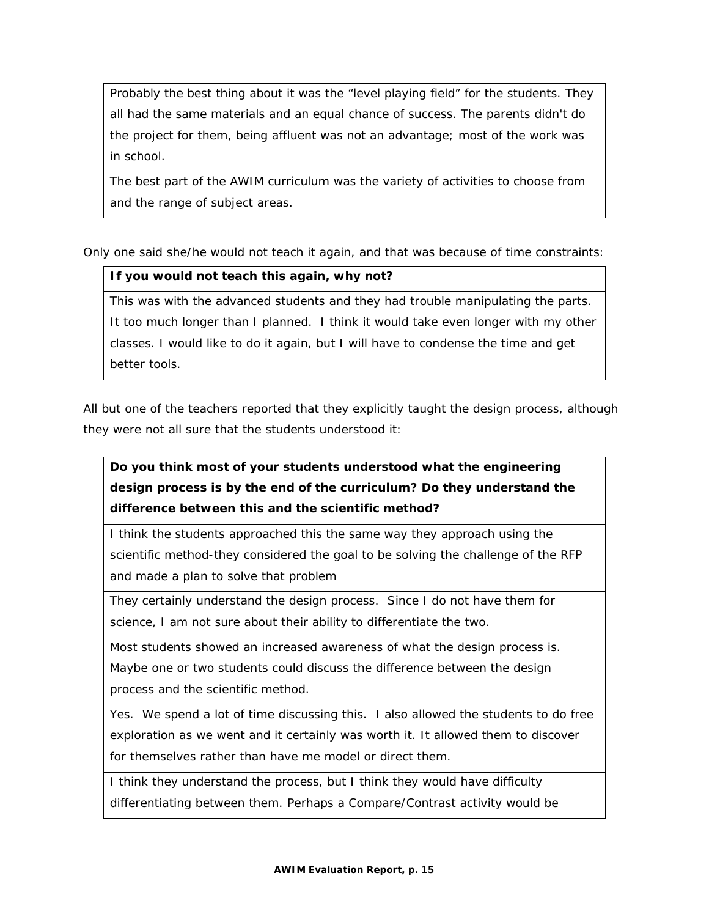| Probably the best thing about it was the "level playing field" for the students. They all had the same materials and an equal chance of success. The parents didn't do the project for them, being affluent was not an advantage; most of the work was in school. |
| --- |
| The best part of the AWIM curriculum was the variety of activities to choose from and the range of subject areas. |

Only one said she/he would not teach it again, and that was because of time constraints:

| **If you would not teach this again, why not?** |
| --- |
| This was with the advanced students and they had trouble manipulating the parts. It too much longer than I planned. I think it would take even longer with my other classes. I would like to do it again, but I will have to condense the time and get better tools. |

All but one of the teachers reported that they explicitly taught the design process, although they were not all sure that the students understood it:

| **Do you think most of your students understood what the engineering design process is by the end of the curriculum? Do they understand the difference between this and the scientific method?** |
| --- |
| I think the students approached this the same way they approach using the scientific method-they considered the goal to be solving the challenge of the RFP and made a plan to solve that problem |
| They certainly understand the design process. Since I do not have them for science, I am not sure about their ability to differentiate the two. |
| Most students showed an increased awareness of what the design process is. Maybe one or two students could discuss the difference between the design process and the scientific method. |
| Yes. We spend a lot of time discussing this. I also allowed the students to do free exploration as we went and it certainly was worth it. It allowed them to discover for themselves rather than have me model or direct them. |
| I think they understand the process, but I think they would have difficulty differentiating between them. Perhaps a Compare/Contrast activity would be |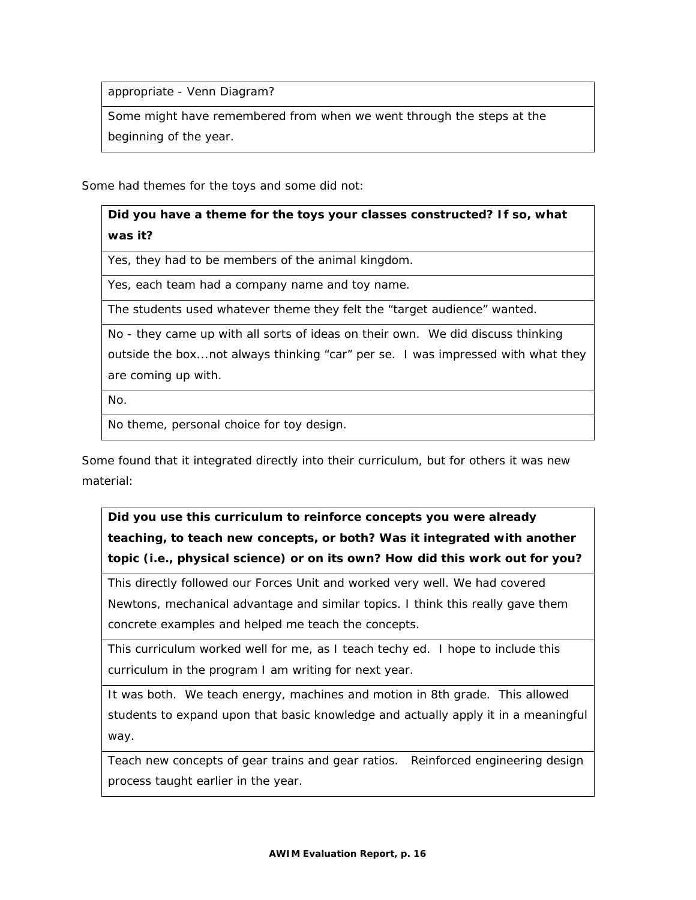| appropriate - Venn Diagram? |
| --- |
| Some might have remembered from when we went through the steps at the beginning of the year. |

Some had themes for the toys and some did not:

| **Did you have a theme for the toys your classes constructed? If so, what was it?** |
| --- |
| Yes, they had to be members of the animal kingdom. |
| Yes, each team had a company name and toy name. |
| The students used whatever theme they felt the "target audience" wanted. |
| No - they came up with all sorts of ideas on their own. We did discuss thinking outside the box...not always thinking "car" per se. I was impressed with what they are coming up with. |
| No. |
| No theme, personal choice for toy design. |

Some found that it integrated directly into their curriculum, but for others it was new material:

| **Did you use this curriculum to reinforce concepts you were already teaching, to teach new concepts, or both? Was it integrated with another topic (i.e., physical science) or on its own? How did this work out for you?** |
| --- |
| This directly followed our Forces Unit and worked very well. We had covered Newtons, mechanical advantage and similar topics. I think this really gave them concrete examples and helped me teach the concepts. |
| This curriculum worked well for me, as I teach techy ed. I hope to include this curriculum in the program I am writing for next year. |
| It was both. We teach energy, machines and motion in 8th grade. This allowed students to expand upon that basic knowledge and actually apply it in a meaningful way. |
| Teach new concepts of gear trains and gear ratios. Reinforced engineering design process taught earlier in the year. |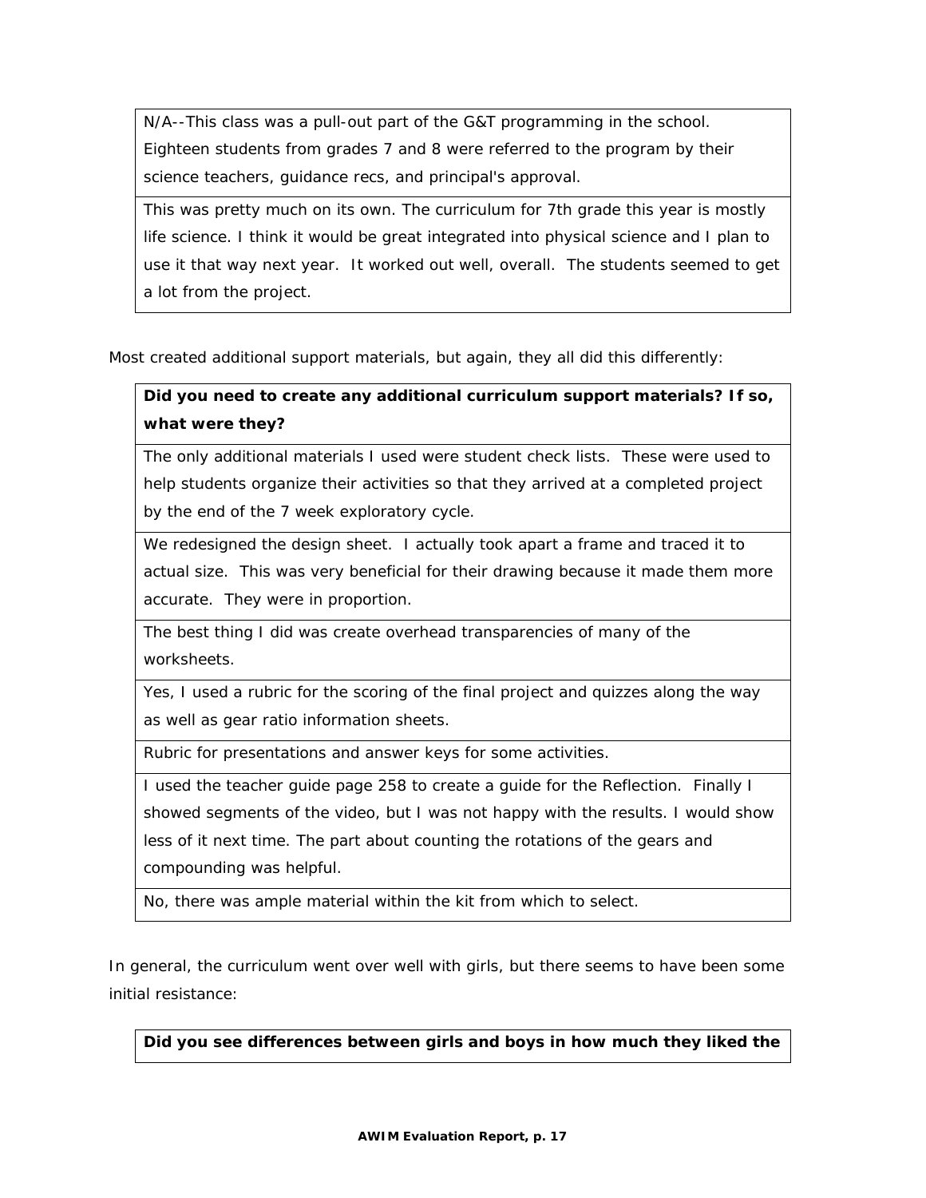| N/A--This class was a pull-out part of the G&T programming in the school. Eighteen students from grades 7 and 8 were referred to the program by their science teachers, guidance recs, and principal's approval. |
|---|
| This was pretty much on its own. The curriculum for 7th grade this year is mostly life science. I think it would be great integrated into physical science and I plan to use it that way next year. It worked out well, overall. The students seemed to get a lot from the project. |

Most created additional support materials, but again, they all did this differently:

| **Did you need to create any additional curriculum support materials? If so, what were they?** |
|---|
| The only additional materials I used were student check lists. These were used to help students organize their activities so that they arrived at a completed project by the end of the 7 week exploratory cycle. |
| We redesigned the design sheet. I actually took apart a frame and traced it to actual size. This was very beneficial for their drawing because it made them more accurate. They were in proportion. |
| The best thing I did was create overhead transparencies of many of the worksheets. |
| Yes, I used a rubric for the scoring of the final project and quizzes along the way as well as gear ratio information sheets. |
| Rubric for presentations and answer keys for some activities. |
| I used the teacher guide page 258 to create a guide for the Reflection. Finally I showed segments of the video, but I was not happy with the results. I would show less of it next time. The part about counting the rotations of the gears and compounding was helpful. |
| No, there was ample material within the kit from which to select. |

In general, the curriculum went over well with girls, but there seems to have been some initial resistance:

| **Did you see differences between girls and boys in how much they liked the** |
|---|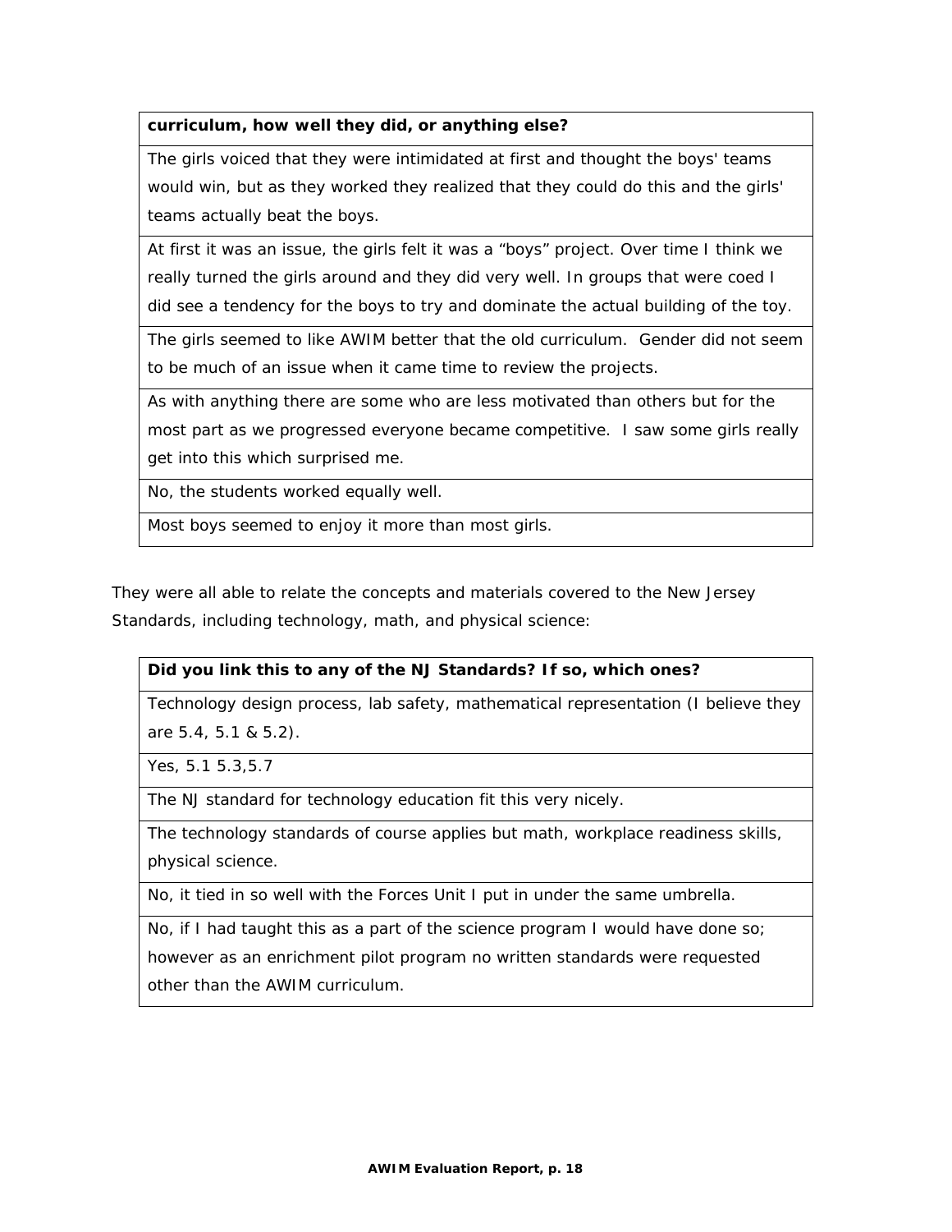| curriculum, how well they did, or anything else? |
|---|
| The girls voiced that they were intimidated at first and thought the boys' teams would win, but as they worked they realized that they could do this and the girls' teams actually beat the boys. |
| At first it was an issue, the girls felt it was a "boys" project. Over time I think we really turned the girls around and they did very well. In groups that were coed I did see a tendency for the boys to try and dominate the actual building of the toy. |
| The girls seemed to like AWIM better that the old curriculum.  Gender did not seem to be much of an issue when it came time to review the projects. |
| As with anything there are some who are less motivated than others but for the most part as we progressed everyone became competitive.  I saw some girls really get into this which surprised me. |
| No, the students worked equally well. |
| Most boys seemed to enjoy it more than most girls. |

They were all able to relate the concepts and materials covered to the New Jersey Standards, including technology, math, and physical science:

| Did you link this to any of the NJ Standards? If so, which ones? |
|---|
| Technology design process, lab safety, mathematical representation (I believe they are 5.4, 5.1 & 5.2). |
| Yes, 5.1 5.3,5.7 |
| The NJ standard for technology education fit this very nicely. |
| The technology standards of course applies but math, workplace readiness skills, physical science. |
| No, it tied in so well with the Forces Unit I put in under the same umbrella. |
| No, if I had taught this as a part of the science program I would have done so; however as an enrichment pilot program no written standards were requested other than the AWIM curriculum. |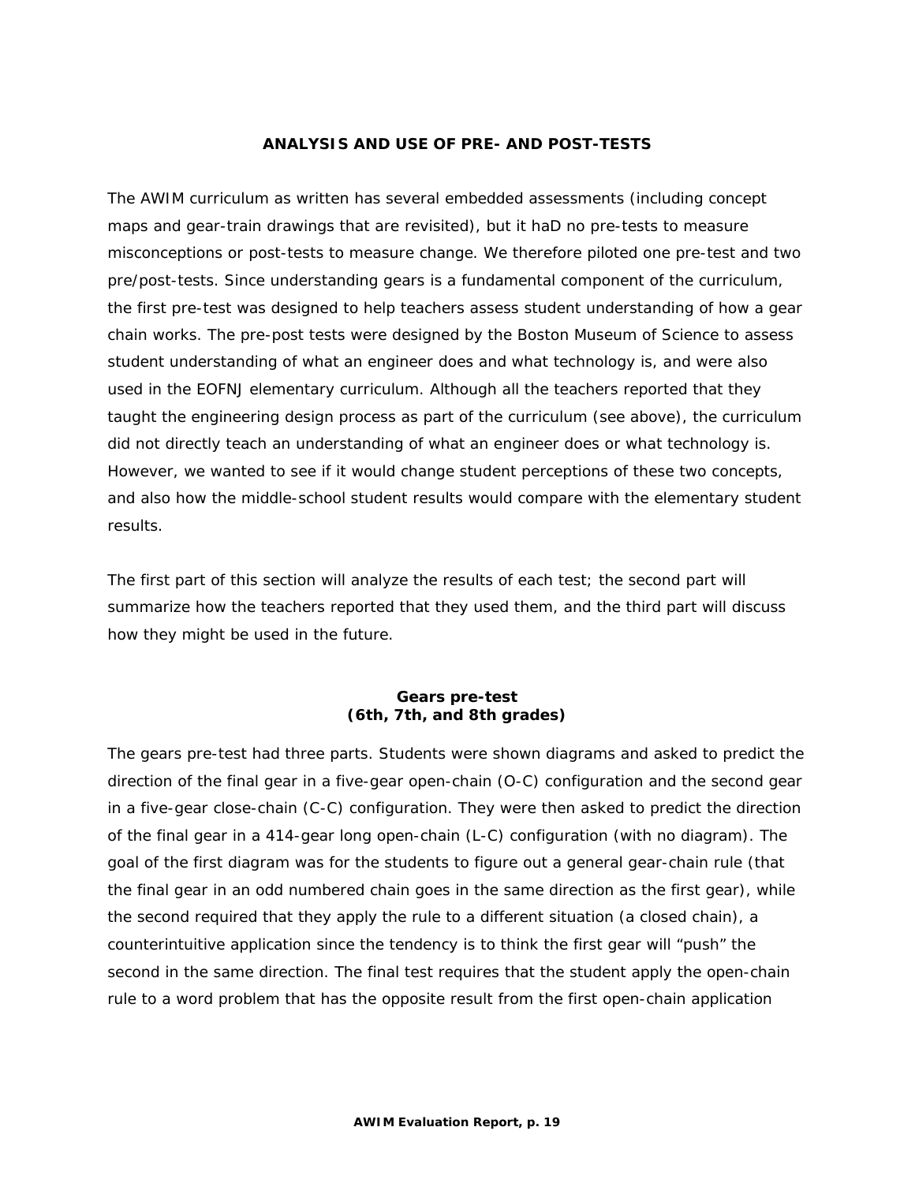## ANALYSIS AND USE OF PRE- AND POST-TESTS

The AWIM curriculum as written has several embedded assessments (including concept maps and gear-train drawings that are revisited), but it haD no pre-tests to measure misconceptions or post-tests to measure change. We therefore piloted one pre-test and two pre/post-tests. Since understanding gears is a fundamental component of the curriculum, the first pre-test was designed to help teachers assess student understanding of how a gear chain works. The pre-post tests were designed by the Boston Museum of Science to assess student understanding of what an engineer does and what technology is, and were also used in the EOFNJ elementary curriculum. Although all the teachers reported that they taught the engineering design process as part of the curriculum (see above), the curriculum did not directly teach an understanding of what an engineer does or what technology is. However, we wanted to see if it would change student perceptions of these two concepts, and also how the middle-school student results would compare with the elementary student results.

The first part of this section will analyze the results of each test; the second part will summarize how the teachers reported that they used them, and the third part will discuss how they might be used in the future.

### Gears pre-test
### (6th, 7th, and 8th grades)

The gears pre-test had three parts. Students were shown diagrams and asked to predict the direction of the final gear in a five-gear open-chain (O-C) configuration and the second gear in a five-gear close-chain (C-C) configuration. They were then asked to predict the direction of the final gear in a 414-gear long open-chain (L-C) configuration (with no diagram). The goal of the first diagram was for the students to figure out a general gear-chain rule (that the final gear in an odd numbered chain goes in the same direction as the first gear), while the second required that they apply the rule to a different situation (a closed chain), a counterintuitive application since the tendency is to think the first gear will "push" the second in the same direction. The final test requires that the student apply the open-chain rule to a word problem that has the opposite result from the first open-chain application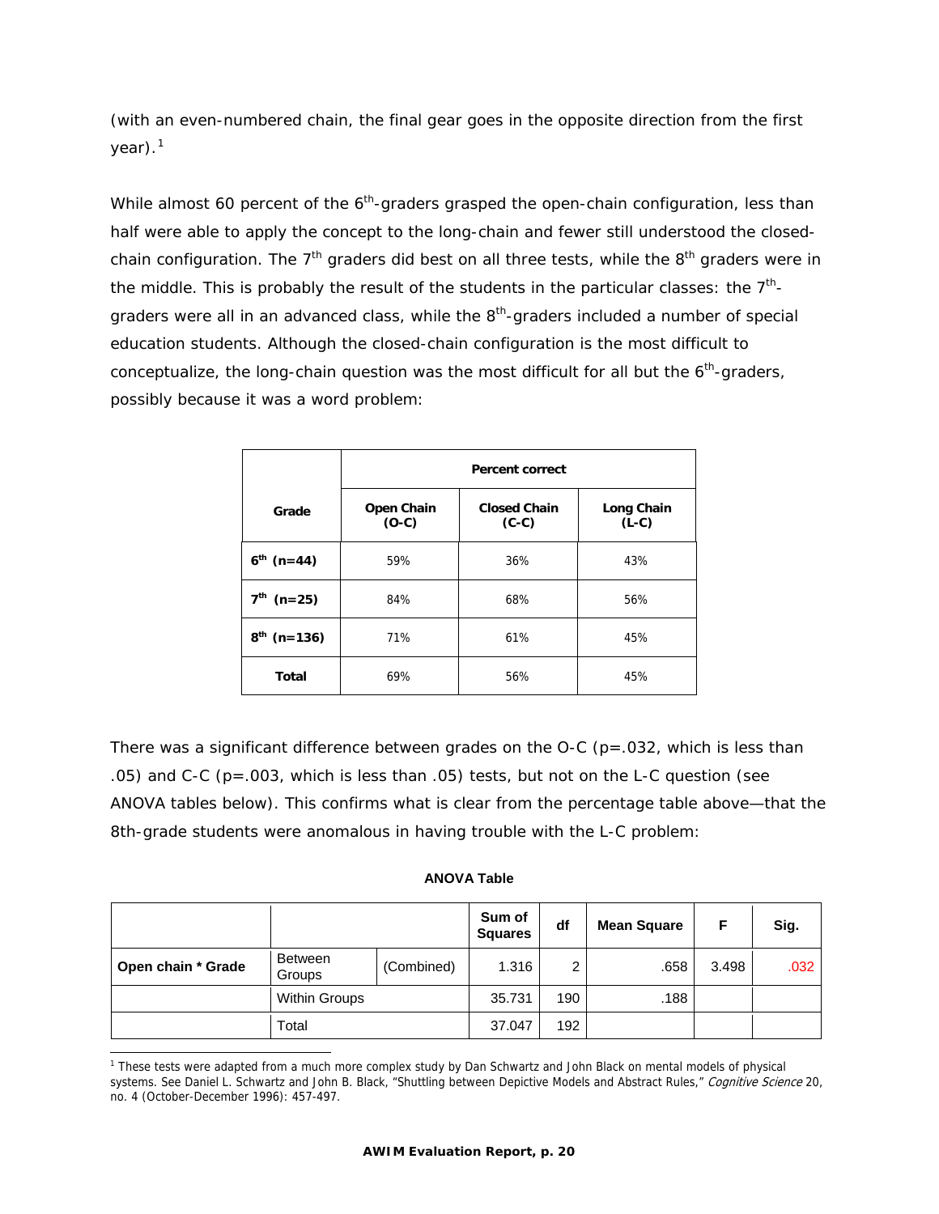(with an even-numbered chain, the final gear goes in the opposite direction from the first year).[1]

While almost 60 percent of the 6th-graders grasped the open-chain configuration, less than half were able to apply the concept to the long-chain and fewer still understood the closed-chain configuration. The 7th graders did best on all three tests, while the 8th graders were in the middle. This is probably the result of the students in the particular classes: the 7th-graders were all in an advanced class, while the 8th-graders included a number of special education students. Although the closed-chain configuration is the most difficult to conceptualize, the long-chain question was the most difficult for all but the 6th-graders, possibly because it was a word problem:

| Grade | Percent correct | | |
|---|---|---|---|
| | **Open Chain (O-C)** | **Closed Chain (C-C)** | **Long Chain (L-C)** |
| **6th (n=44)** | 59% | 36% | 43% |
| **7th (n=25)** | 84% | 68% | 56% |
| **8th (n=136)** | 71% | 61% | 45% |
| **Total** | 69% | 56% | 45% |

There was a significant difference between grades on the O-C (p=.032, which is less than .05) and C-C (p=.003, which is less than .05) tests, but not on the L-C question (see ANOVA tables below). This confirms what is clear from the percentage table above—that the 8th-grade students were anomalous in having trouble with the L-C problem:

**ANOVA Table**

| | | | Sum of Squares | df | Mean Square | F | Sig. |
|---|---|---|---|---|---|---|---|
| **Open chain * Grade** | Between Groups | (Combined) | 1.316 | 2 | .658 | 3.498 | .032 |
| | Within Groups | | 35.731 | 190 | .188 | | |
| | Total | | 37.047 | 192 | | | |

[1] These tests were adapted from a much more complex study by Dan Schwartz and John Black on mental models of physical systems. See Daniel L. Schwartz and John B. Black, "Shuttling between Depictive Models and Abstract Rules," *Cognitive Science* 20, no. 4 (October-December 1996): 457-497.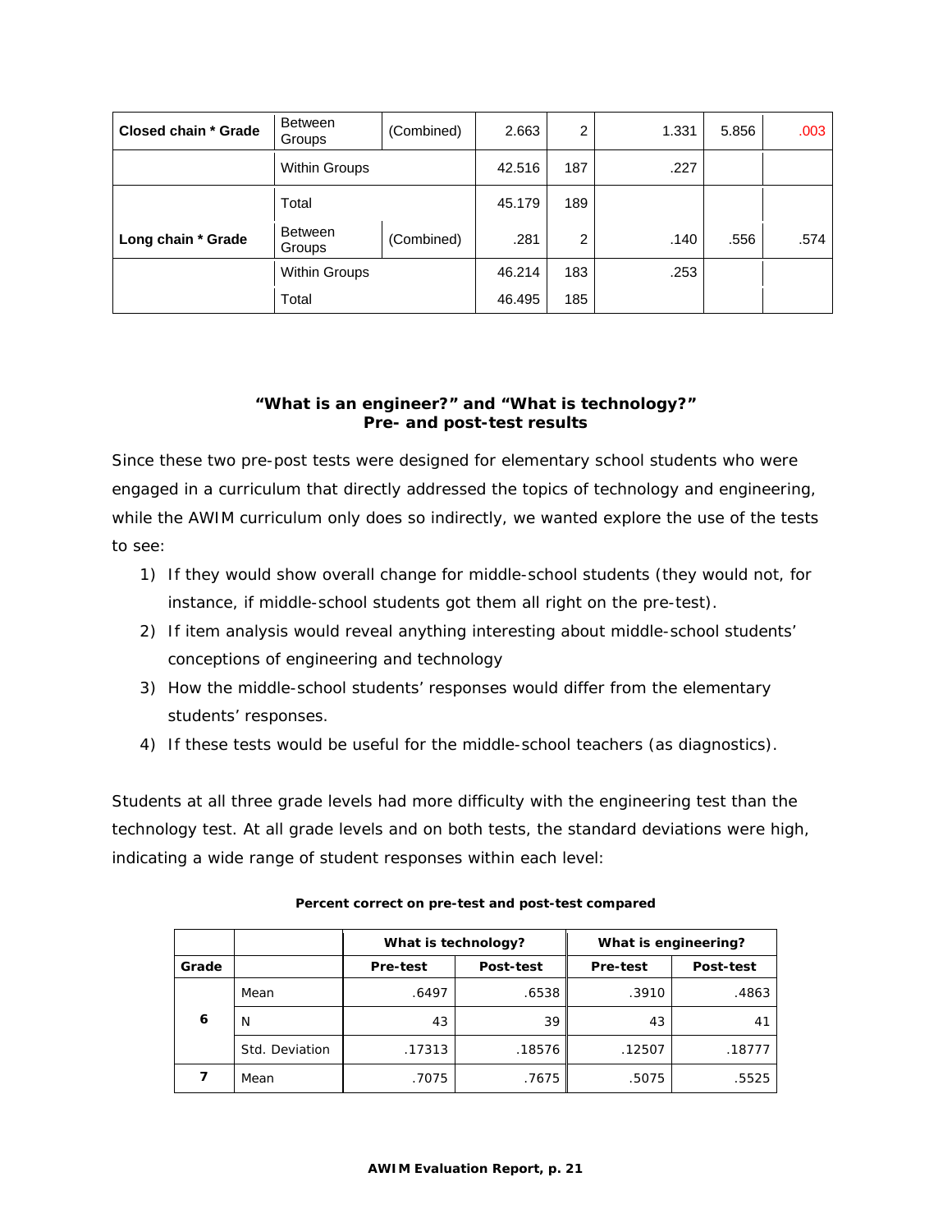| | | | | | | | |
|---|---|---|---|---|---|---|---|
| **Closed chain * Grade** | Between Groups | (Combined) | 2.663 | 2 | 1.331 | 5.856 | .003 |
| | Within Groups | | 42.516 | 187 | .227 | | |
| | Total | | 45.179 | 189 | | | |
| **Long chain * Grade** | Between Groups | (Combined) | .281 | 2 | .140 | .556 | .574 |
| | Within Groups | | 46.214 | 183 | .253 | | |
| | Total | | 46.495 | 185 | | | |

### "What is an engineer?" and "What is technology?" Pre- and post-test results

Since these two pre-post tests were designed for elementary school students who were engaged in a curriculum that directly addressed the topics of technology and engineering, while the AWIM curriculum only does so indirectly, we wanted explore the use of the tests to see:

1) If they would show overall change for middle-school students (they would not, for instance, if middle-school students got them all right on the pre-test).
2) If item analysis would reveal anything interesting about middle-school students' conceptions of engineering and technology
3) How the middle-school students' responses would differ from the elementary students' responses.
4) If these tests would be useful for the middle-school teachers (as diagnostics).

Students at all three grade levels had more difficulty with the engineering test than the technology test. At all grade levels and on both tests, the standard deviations were high, indicating a wide range of student responses within each level:

**Percent correct on pre-test and post-test compared**

| | | What is technology? | | What is engineering? | |
|---|---|---|---|---|---|
| **Grade** | | **Pre-test** | **Post-test** | **Pre-test** | **Post-test** |
| **6** | Mean | .6497 | .6538 | .3910 | .4863 |
| | N | 43 | 39 | 43 | 41 |
| | Std. Deviation | .17313 | .18576 | .12507 | .18777 |
| **7** | Mean | .7075 | .7675 | .5075 | .5525 |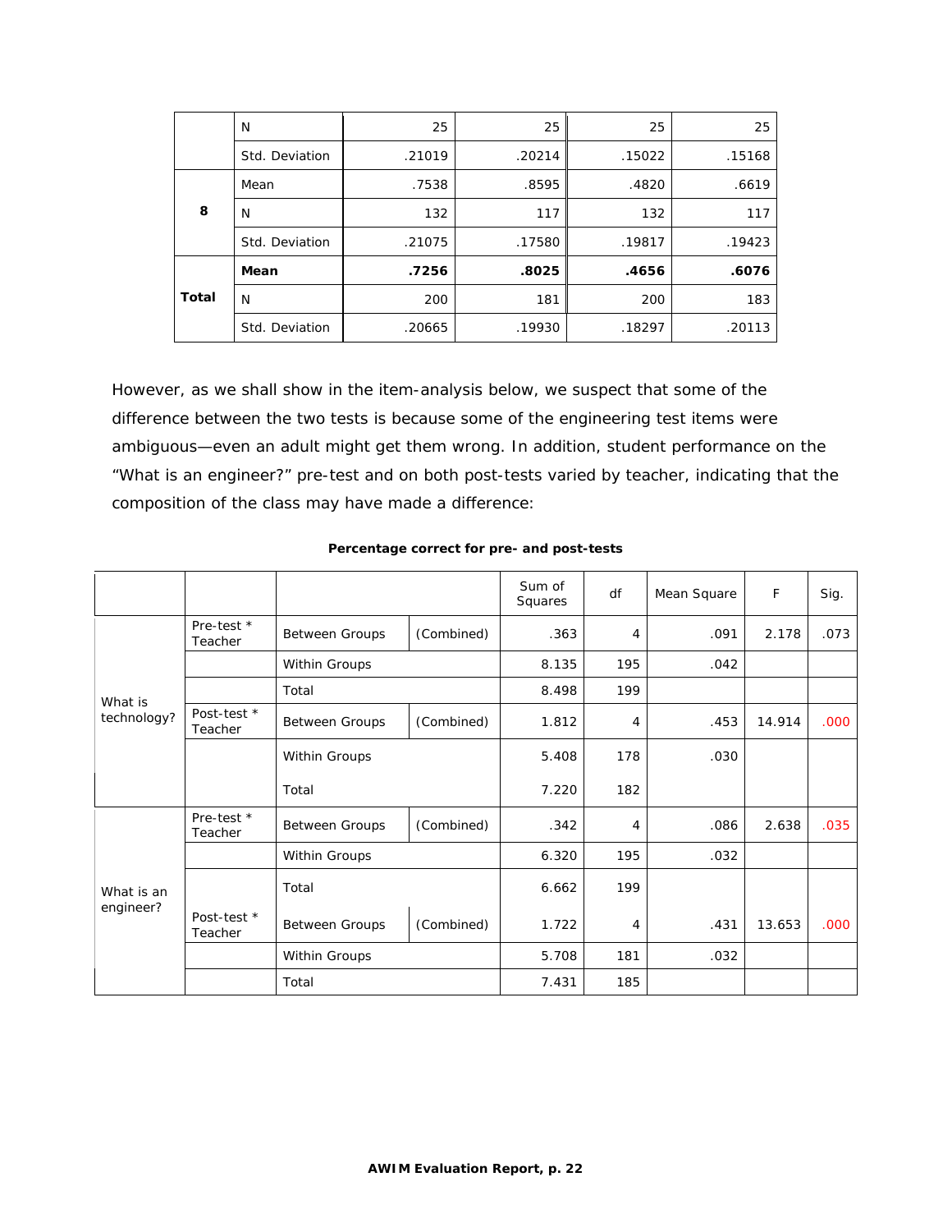| | | | | | |
|---|---|---|---|---|---|
| | N | 25 | 25 | 25 | 25 |
| | Std. Deviation | .21019 | .20214 | .15022 | .15168 |
| 8 | Mean | .7538 | .8595 | .4820 | .6619 |
| | N | 132 | 117 | 132 | 117 |
| | Std. Deviation | .21075 | .17580 | .19817 | .19423 |
| **Total** | **Mean** | **.7256** | **.8025** | **.4656** | **.6076** |
| | N | 200 | 181 | 200 | 183 |
| | Std. Deviation | .20665 | .19930 | .18297 | .20113 |

However, as we shall show in the item-analysis below, we suspect that some of the difference between the two tests is because some of the engineering test items were ambiguous—even an adult might get them wrong. In addition, student performance on the "What is an engineer?" pre-test and on both post-tests varied by teacher, indicating that the composition of the class may have made a difference:

**Percentage correct for pre- and post-tests**

| | | | | Sum of Squares | df | Mean Square | F | Sig. |
|---|---|---|---|---|---|---|---|---|
| What is technology? | Pre-test * Teacher | Between Groups | (Combined) | .363 | 4 | .091 | 2.178 | .073 |
| | | Within Groups | | 8.135 | 195 | .042 | | |
| | | Total | | 8.498 | 199 | | | |
| | Post-test * Teacher | Between Groups | (Combined) | 1.812 | 4 | .453 | 14.914 | .000 |
| | | Within Groups | | 5.408 | 178 | .030 | | |
| | | Total | | 7.220 | 182 | | | |
| What is an engineer? | Pre-test * Teacher | Between Groups | (Combined) | .342 | 4 | .086 | 2.638 | .035 |
| | | Within Groups | | 6.320 | 195 | .032 | | |
| | | Total | | 6.662 | 199 | | | |
| | Post-test * Teacher | Between Groups | (Combined) | 1.722 | 4 | .431 | 13.653 | .000 |
| | | Within Groups | | 5.708 | 181 | .032 | | |
| | | Total | | 7.431 | 185 | | | |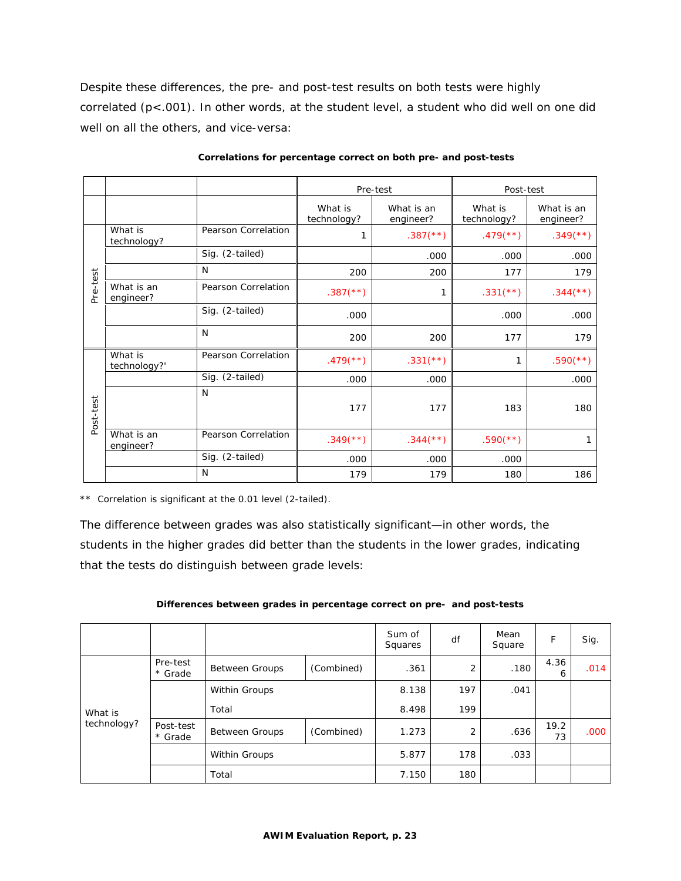Despite these differences, the pre- and post-test results on both tests were highly correlated ($p<.001$). In other words, at the student level, a student who did well on one did well on all the others, and vice-versa:

**Correlations for percentage correct on both pre- and post-tests**

| | | | Pre-test | | Post-test | |
|---|---|---|---|---|---|---|
| | | | What is technology? | What is an engineer? | What is technology? | What is an engineer? |
| Pre-test | What is technology? | Pearson Correlation | 1 | .387(**) | .479(**) | .349(**) |
| | | Sig. (2-tailed) | | .000 | .000 | .000 |
| | | N | 200 | 200 | 177 | 179 |
| | What is an engineer? | Pearson Correlation | .387(**) | 1 | .331(**) | .344(**) |
| | | Sig. (2-tailed) | .000 | | .000 | .000 |
| | | N | 200 | 200 | 177 | 179 |
| Post-test | What is technology?' | Pearson Correlation | .479(**) | .331(**) | 1 | .590(**) |
| | | Sig. (2-tailed) | .000 | .000 | | .000 |
| | | N | 177 | 177 | 183 | 180 |
| | What is an engineer? | Pearson Correlation | .349(**) | .344(**) | .590(**) | 1 |
| | | Sig. (2-tailed) | .000 | .000 | .000 | |
| | | N | 179 | 179 | 180 | 186 |

** Correlation is significant at the 0.01 level (2-tailed).

The difference between grades was also statistically significant—in other words, the students in the higher grades did better than the students in the lower grades, indicating that the tests do distinguish between grade levels:

**Differences between grades in percentage correct on pre- and post-tests**

| | | | | Sum of Squares | df | Mean Square | F | Sig. |
|---|---|---|---|---|---|---|---|---|
| What is technology? | Pre-test * Grade | Between Groups | (Combined) | .361 | 2 | .180 | 4.366 | .014 |
| | | Within Groups | | 8.138 | 197 | .041 | | |
| | | Total | | 8.498 | 199 | | | |
| | Post-test * Grade | Between Groups | (Combined) | 1.273 | 2 | .636 | 19.273 | .000 |
| | | Within Groups | | 5.877 | 178 | .033 | | |
| | | Total | | 7.150 | 180 | | | |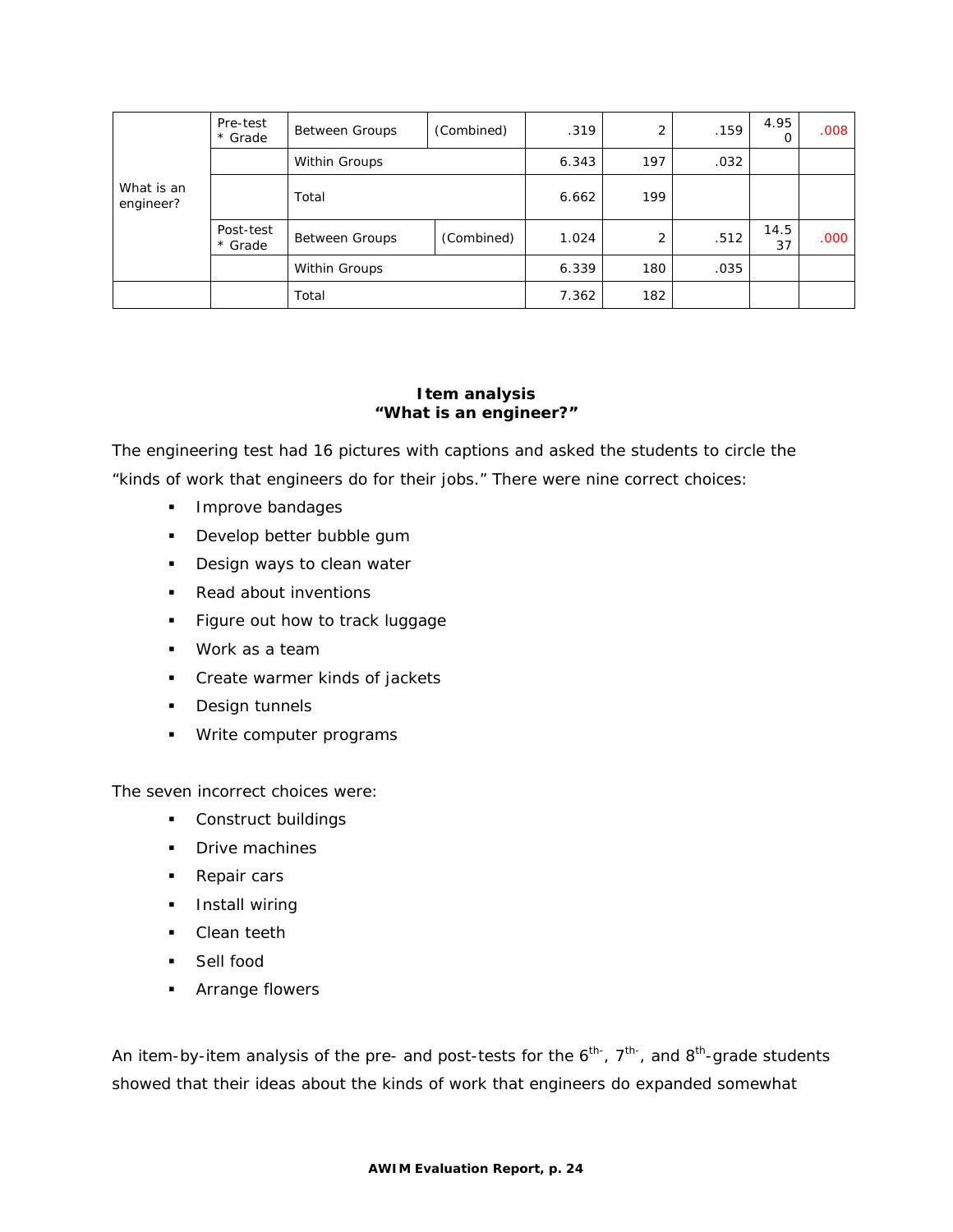| | | | | | | | | |
|---|---|---|---|---|---|---|---|---|
| What is an engineer? | Pre-test * Grade | Between Groups | (Combined) | .319 | 2 | .159 | 4.950 | .008 |
| | | Within Groups | | 6.343 | 197 | .032 | | |
| | | Total | | 6.662 | 199 | | | |
| | Post-test * Grade | Between Groups | (Combined) | 1.024 | 2 | .512 | 14.537 | .000 |
| | | Within Groups | | 6.339 | 180 | .035 | | |
| | | Total | | 7.362 | 182 | | | |

**Item analysis**
**"What is an engineer?"**

The engineering test had 16 pictures with captions and asked the students to circle the "kinds of work that engineers do for their jobs." There were nine correct choices:

- Improve bandages
- Develop better bubble gum
- Design ways to clean water
- Read about inventions
- Figure out how to track luggage
- Work as a team
- Create warmer kinds of jackets
- Design tunnels
- Write computer programs

The seven incorrect choices were:

- Construct buildings
- Drive machines
- Repair cars
- Install wiring
- Clean teeth
- Sell food
- Arrange flowers

An item-by-item analysis of the pre- and post-tests for the 6th-, 7th-, and 8th-grade students showed that their ideas about the kinds of work that engineers do expanded somewhat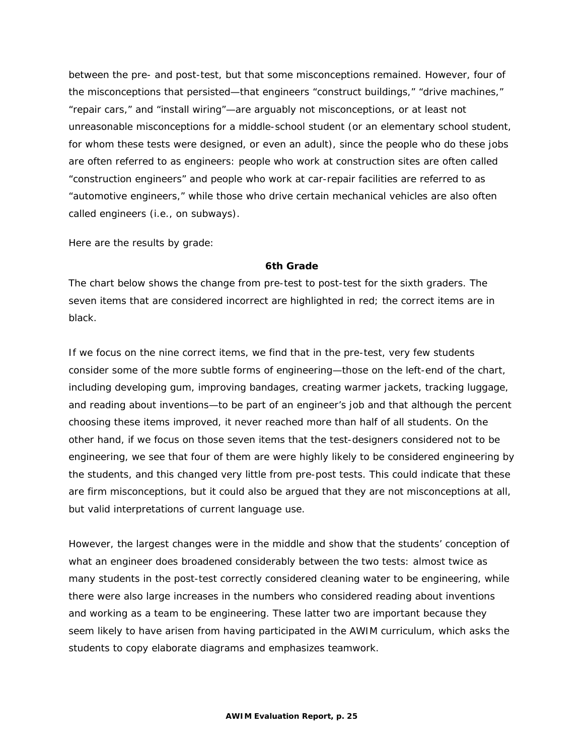between the pre- and post-test, but that some misconceptions remained. However, four of the misconceptions that persisted—that engineers "construct buildings," "drive machines," "repair cars," and "install wiring"—are arguably not misconceptions, or at least not unreasonable misconceptions for a middle-school student (or an elementary school student, for whom these tests were designed, or even an adult), since the people who do these jobs are often referred to as engineers: people who work at construction sites are often called "construction engineers" and people who work at car-repair facilities are referred to as "automotive engineers," while those who drive certain mechanical vehicles are also often called engineers (i.e., on subways).

Here are the results by grade:

### 6th Grade

The chart below shows the change from pre-test to post-test for the sixth graders. The seven items that are considered incorrect are highlighted in red; the correct items are in black.

If we focus on the nine correct items, we find that in the pre-test, very few students consider some of the more subtle forms of engineering—those on the left-end of the chart, including developing gum, improving bandages, creating warmer jackets, tracking luggage, and reading about inventions—to be part of an engineer's job and that although the percent choosing these items improved, it never reached more than half of all students. On the other hand, if we focus on those seven items that the test-designers considered not to be engineering, we see that four of them are were highly likely to be considered engineering by the students, and this changed very little from pre-post tests. This could indicate that these are firm misconceptions, but it could also be argued that they are not misconceptions at all, but valid interpretations of current language use.

However, the largest changes were in the middle and show that the students' conception of what an engineer does broadened considerably between the two tests: almost twice as many students in the post-test correctly considered cleaning water to be engineering, while there were also large increases in the numbers who considered reading about inventions and working as a team to be engineering. These latter two are important because they seem likely to have arisen from having participated in the AWIM curriculum, which asks the students to copy elaborate diagrams and emphasizes teamwork.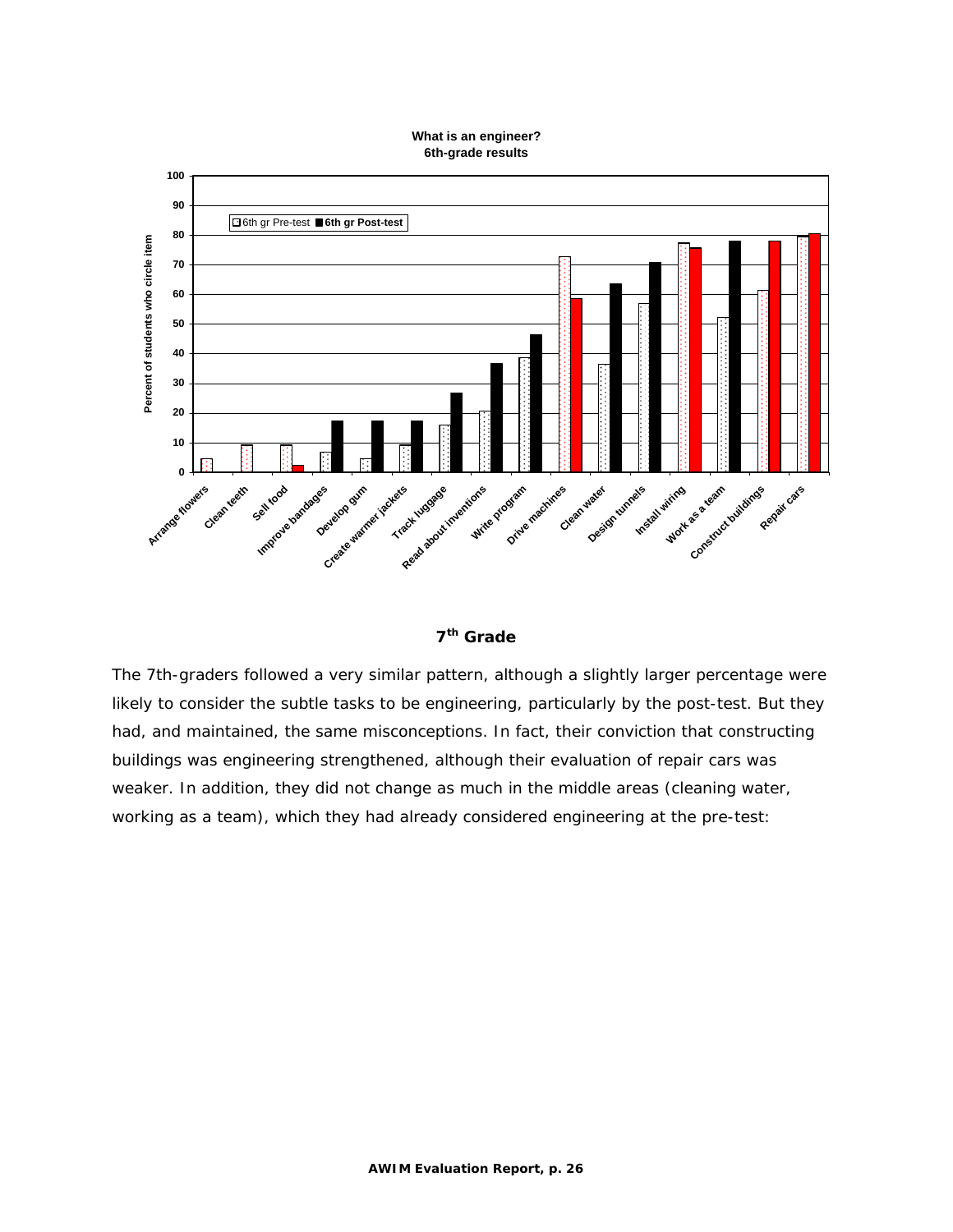**What is an engineer?**
**6th-grade results**

| Item | 6th gr Pre-test | 6th gr Post-test |
|---|---|---|
| Arrange flowers | 5 | 0 |
| Clean teeth | 9 | 0 |
| Sell food | 9 | 2 |
| Improve bandages | 7 | 17 |
| Develop gum | 5 | 17 |
| Create warmer jackets | 9 | 17 |
| Track luggage | 16 | 27 |
| Read about inventions | 21 | 37 |
| Write program | 39 | 46 |
| Drive machines | 73 | 59 |
| Clean water | 37 | 64 |
| Design tunnels | 57 | 71 |
| Install wiring | 77 | 76 |
| Work as a team | 52 | 78 |
| Construct buildings | 61 | 78 |
| Repair cars | 80 | 80 |

*Y-axis: Percent of students who circle item (0–100). Values are approximate readings from the bar chart.*

### 7th Grade

The 7th-graders followed a very similar pattern, although a slightly larger percentage were likely to consider the subtle tasks to be engineering, particularly by the post-test. But they had, and maintained, the same misconceptions. In fact, their conviction that constructing buildings was engineering strengthened, although their evaluation of repair cars was weaker. In addition, they did not change as much in the middle areas (cleaning water, working as a team), which they had already considered engineering at the pre-test: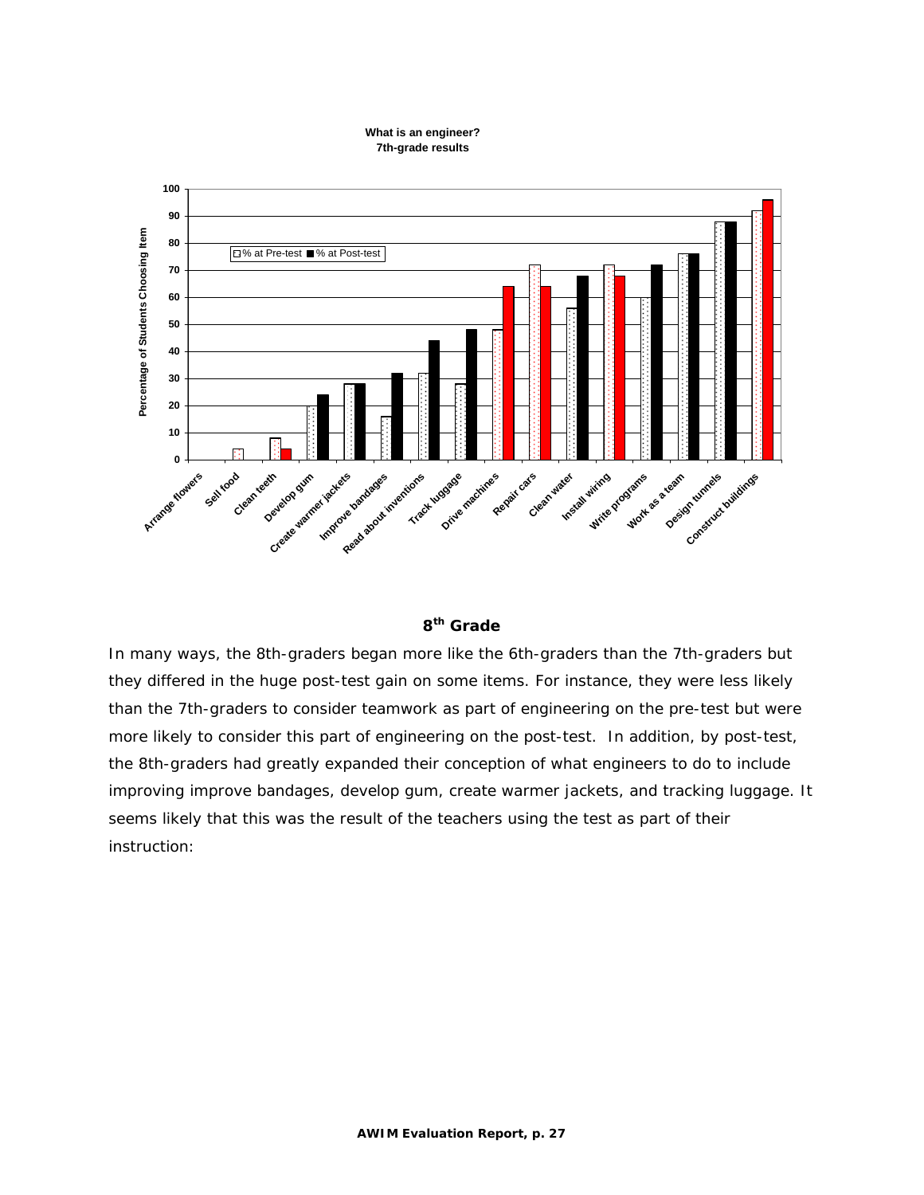What is an engineer?
7th-grade results

| Item | % at Pre-test | % at Post-test |
|---|---|---|
| Arrange flowers | 0 | 0 |
| Sell food | 4 | 0 |
| Clean teeth | 8 | 4 |
| Develop gum | 20 | 24 |
| Create warmer jackets | 28 | 28 |
| Improve bandages | 16 | 32 |
| Read about inventions | 32 | 44 |
| Track luggage | 28 | 48 |
| Drive machines | 48 | 64 |
| Repair cars | 72 | 64 |
| Clean water | 56 | 68 |
| Install wiring | 72 | 68 |
| Write programs | 60 | 72 |
| Work as a team | 76 | 76 |
| Design tunnels | 88 | 88 |
| Construct buildings | 92 | 96 |

## 8th Grade

In many ways, the 8th-graders began more like the 6th-graders than the 7th-graders but they differed in the huge post-test gain on some items. For instance, they were less likely than the 7th-graders to consider teamwork as part of engineering on the pre-test but were more likely to consider this part of engineering on the post-test. In addition, by post-test, the 8th-graders had greatly expanded their conception of what engineers to do to include improving improve bandages, develop gum, create warmer jackets, and tracking luggage. It seems likely that this was the result of the teachers using the test as part of their instruction: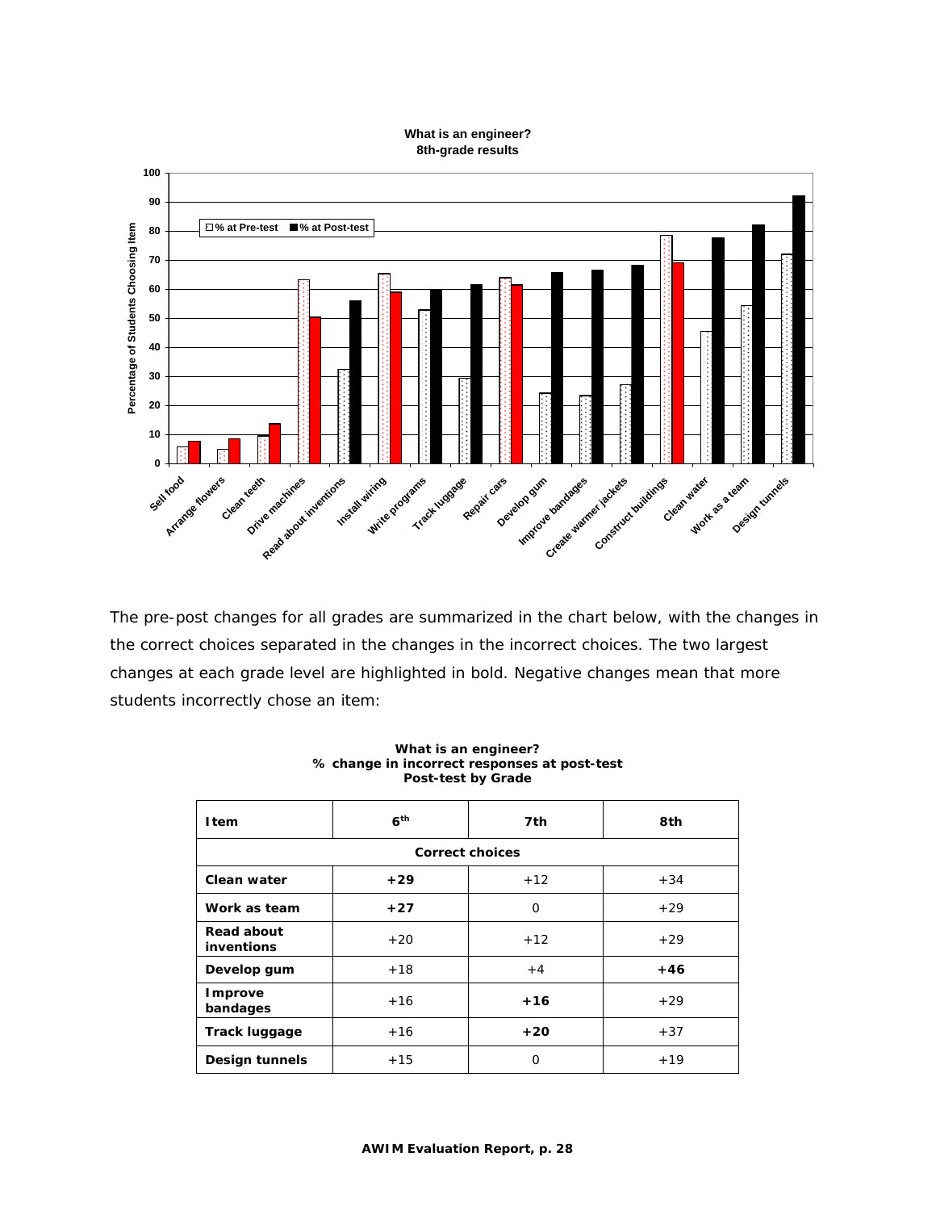**What is an engineer?**
**8th-grade results**

The pre-post changes for all grades are summarized in the chart below, with the changes in the correct choices separated in the changes in the incorrect choices. The two largest changes at each grade level are highlighted in bold. Negative changes mean that more students incorrectly chose an item:

**What is an engineer?**
**% change in incorrect responses at post-test**
**Post-test by Grade**

| Item | 6th | 7th | 8th |
|---|---|---|---|
| **Correct choices** | | | |
| **Clean water** | **+29** | +12 | +34 |
| **Work as team** | **+27** | 0 | +29 |
| **Read about inventions** | +20 | +12 | +29 |
| **Develop gum** | +18 | +4 | **+46** |
| **Improve bandages** | +16 | **+16** | +29 |
| **Track luggage** | +16 | **+20** | +37 |
| **Design tunnels** | +15 | 0 | +19 |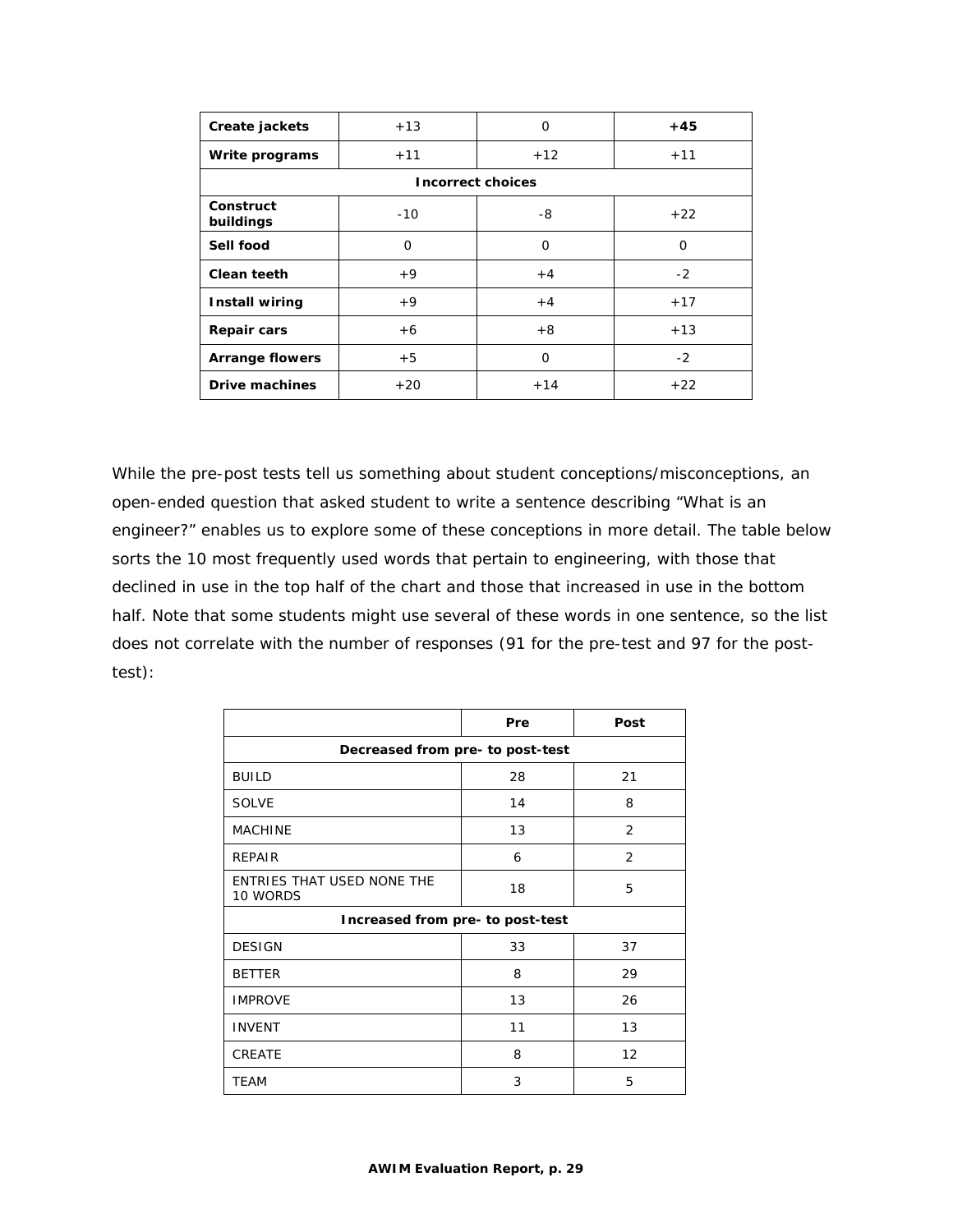| | | | |
|---|---|---|---|
| **Create jackets** | +13 | 0 | **+45** |
| **Write programs** | +11 | +12 | +11 |
| **Incorrect choices** | | | |
| **Construct buildings** | -10 | -8 | +22 |
| **Sell food** | 0 | 0 | 0 |
| **Clean teeth** | +9 | +4 | -2 |
| **Install wiring** | +9 | +4 | +17 |
| **Repair cars** | +6 | +8 | +13 |
| **Arrange flowers** | +5 | 0 | -2 |
| **Drive machines** | +20 | +14 | +22 |

While the pre-post tests tell us something about student conceptions/misconceptions, an open-ended question that asked student to write a sentence describing "What is an engineer?" enables us to explore some of these conceptions in more detail. The table below sorts the 10 most frequently used words that pertain to engineering, with those that declined in use in the top half of the chart and those that increased in use in the bottom half. Note that some students might use several of these words in one sentence, so the list does not correlate with the number of responses (91 for the pre-test and 97 for the post-test):

| | **Pre** | **Post** |
|---|---|---|
| **Decreased from pre- to post-test** | | |
| BUILD | 28 | 21 |
| SOLVE | 14 | 8 |
| MACHINE | 13 | 2 |
| REPAIR | 6 | 2 |
| ENTRIES THAT USED NONE THE 10 WORDS | 18 | 5 |
| **Increased from pre- to post-test** | | |
| DESIGN | 33 | 37 |
| BETTER | 8 | 29 |
| IMPROVE | 13 | 26 |
| INVENT | 11 | 13 |
| CREATE | 8 | 12 |
| TEAM | 3 | 5 |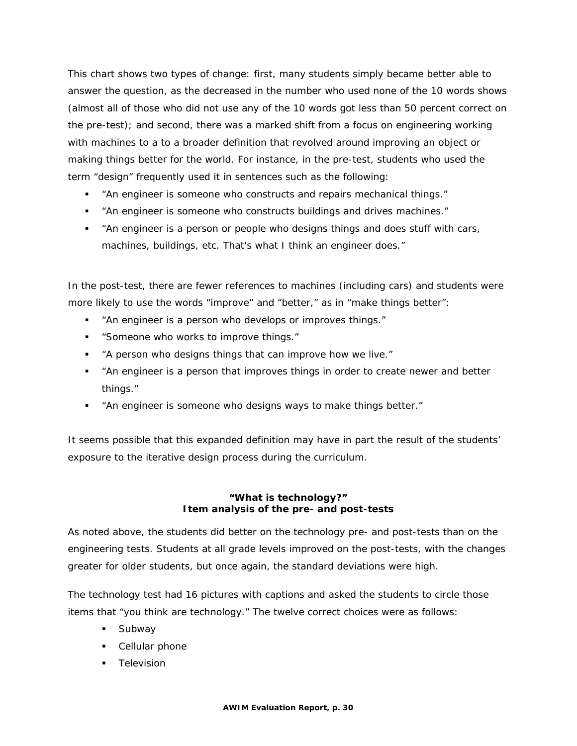This chart shows two types of change: first, many students simply became better able to answer the question, as the decreased in the number who used none of the 10 words shows (almost all of those who did not use any of the 10 words got less than 50 percent correct on the pre-test); and second, there was a marked shift from a focus on engineering working with machines to a to a broader definition that revolved around improving an object or making things better for the world. For instance, in the pre-test, students who used the term "design" frequently used it in sentences such as the following:

- "An engineer is someone who constructs and repairs mechanical things."
- "An engineer is someone who constructs buildings and drives machines."
- "An engineer is a person or people who designs things and does stuff with cars, machines, buildings, etc. That's what I think an engineer does."

In the post-test, there are fewer references to machines (including cars) and students were more likely to use the words "improve" and "better," as in "make things better":

- "An engineer is a person who develops or improves things."
- "Someone who works to improve things."
- "A person who designs things that can improve how we live."
- "An engineer is a person that improves things in order to create newer and better things."
- "An engineer is someone who designs ways to make things better."

It seems possible that this expanded definition may have in part the result of the students' exposure to the iterative design process during the curriculum.

### "What is technology?"
### Item analysis of the pre- and post-tests

As noted above, the students did better on the technology pre- and post-tests than on the engineering tests. Students at all grade levels improved on the post-tests, with the changes greater for older students, but once again, the standard deviations were high.

The technology test had 16 pictures with captions and asked the students to circle those items that "you think are technology." The twelve correct choices were as follows:

- Subway
- Cellular phone
- Television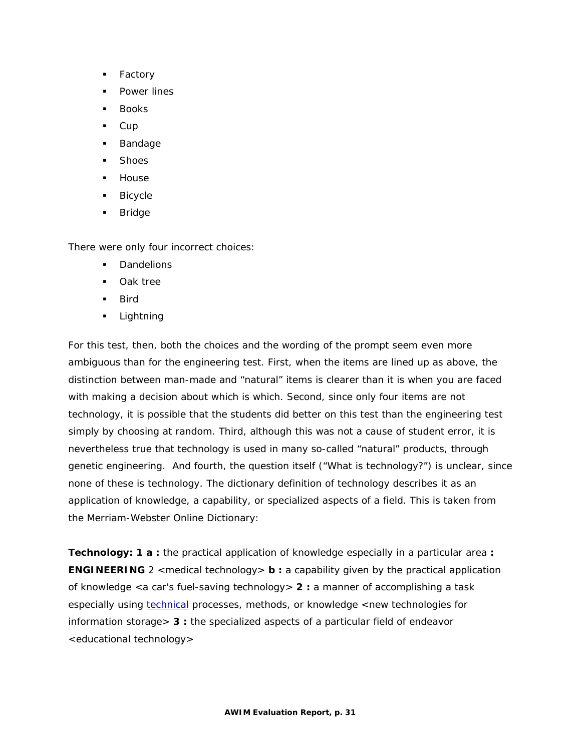- Factory
- Power lines
- Books
- Cup
- Bandage
- Shoes
- House
- Bicycle
- Bridge

There were only four incorrect choices:

- Dandelions
- Oak tree
- Bird
- Lightning

For this test, then, both the choices and the wording of the prompt seem even more ambiguous than for the engineering test. First, when the items are lined up as above, the distinction between man-made and "natural" items is clearer than it is when you are faced with making a decision about which is which. Second, since only four items are not technology, it is possible that the students did better on this test than the engineering test simply by choosing at random. Third, although this was not a cause of student error, it is nevertheless true that technology is used in many so-called "natural" products, through genetic engineering. And fourth, the question itself ("What is technology?") is unclear, since none of these is technology. The dictionary definition of technology describes it as an application of knowledge, a capability, or specialized aspects of a field. This is taken from the Merriam-Webster Online Dictionary:

**Technology: 1 a :** the practical application of knowledge especially in a particular area **: ENGINEERING** 2 <medical technology> **b :** a capability given by the practical application of knowledge <a car's fuel-saving technology> **2 :** a manner of accomplishing a task especially using technical processes, methods, or knowledge <new technologies for information storage> **3 :** the specialized aspects of a particular field of endeavor <educational technology>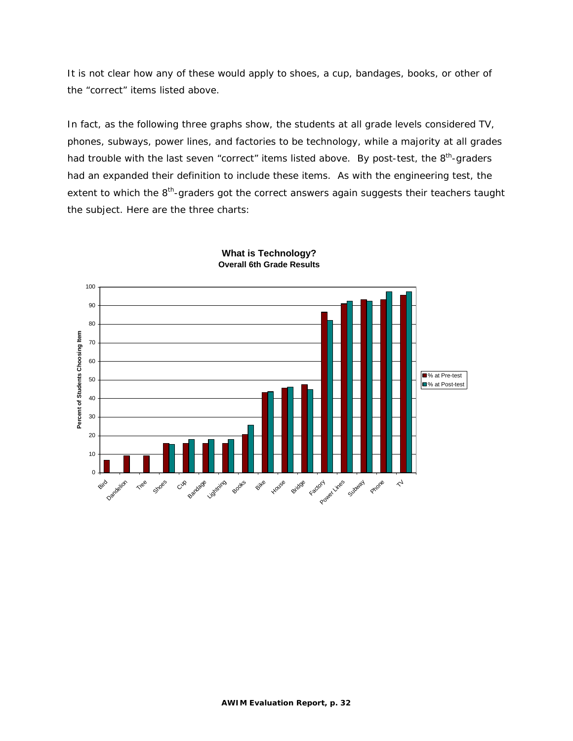It is not clear how any of these would apply to shoes, a cup, bandages, books, or other of the "correct" items listed above.

In fact, as the following three graphs show, the students at all grade levels considered TV, phones, subways, power lines, and factories to be technology, while a majority at all grades had trouble with the last seven "correct" items listed above. By post-test, the 8th-graders had an expanded their definition to include these items. As with the engineering test, the extent to which the 8th-graders got the correct answers again suggests their teachers taught the subject. Here are the three charts:

**What is Technology?**
**Overall 6th Grade Results**

| Item | % at Pre-test | % at Post-test |
|---|---|---|
| Bird | 7 | 0 |
| Dandelion | 9 | 0 |
| Tree | 9 | 0 |
| Shoes | 16 | 15 |
| Cup | 16 | 18 |
| Bandage | 16 | 18 |
| Lightning | 16 | 18 |
| Books | 21 | 26 |
| Bike | 43 | 44 |
| House | 46 | 46 |
| Bridge | 47 | 45 |
| Factory | 86 | 82 |
| Power Lines | 91 | 92 |
| Subway | 93 | 92 |
| Phone | 93 | 97 |
| TV | 96 | 97 |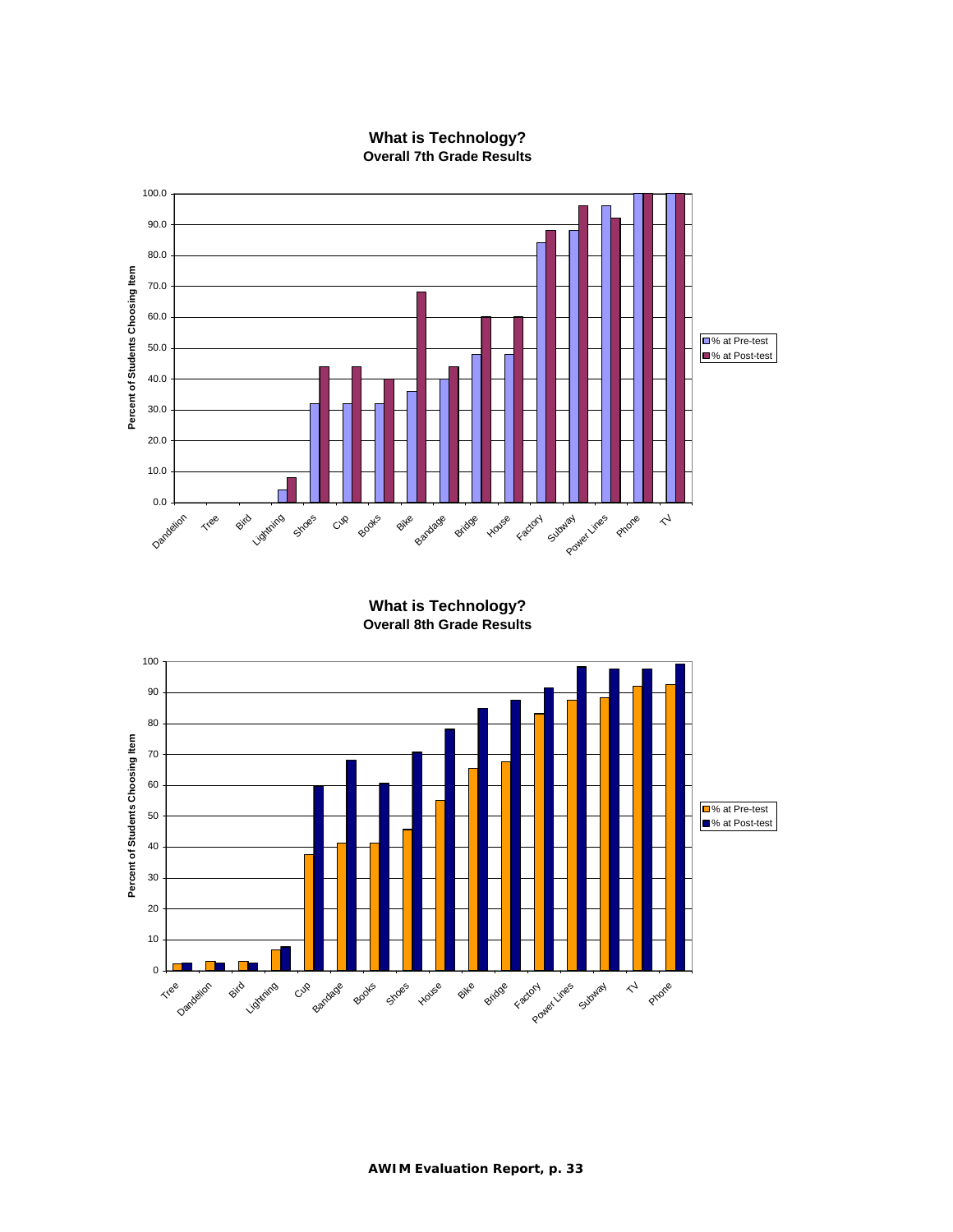**What is Technology?**
**Overall 7th Grade Results**

| Item | % at Pre-test | % at Post-test |
|---|---|---|
| Dandelion | 0.0 | 0.0 |
| Tree | 0.0 | 0.0 |
| Bird | 0.0 | 0.0 |
| Lightning | 4.0 | 8.0 |
| Shoes | 32.0 | 44.0 |
| Cup | 32.0 | 44.0 |
| Books | 32.0 | 40.0 |
| Bike | 36.0 | 68.0 |
| Bandage | 40.0 | 44.0 |
| Bridge | 48.0 | 60.0 |
| House | 48.0 | 60.0 |
| Factory | 84.0 | 88.0 |
| Subway | 88.0 | 96.0 |
| Power Lines | 96.0 | 92.0 |
| Phone | 100.0 | 100.0 |
| TV | 100.0 | 100.0 |

**What is Technology?**
**Overall 8th Grade Results**

| Item | % at Pre-test | % at Post-test |
|---|---|---|
| Tree | 2 | 2.5 |
| Dandelion | 3 | 2.5 |
| Bird | 3 | 2.5 |
| Lightning | 6.5 | 7.5 |
| Cup | 37.5 | 60 |
| Bandage | 41 | 68 |
| Books | 41 | 60.5 |
| Shoes | 45.5 | 71 |
| House | 55 | 78 |
| Bike | 65.5 | 85 |
| Bridge | 67.5 | 87.5 |
| Factory | 83 | 91.5 |
| Power Lines | 87.5 | 98.5 |
| Subway | 88.5 | 97.5 |
| TV | 92 | 97.5 |
| Phone | 92.5 | 99 |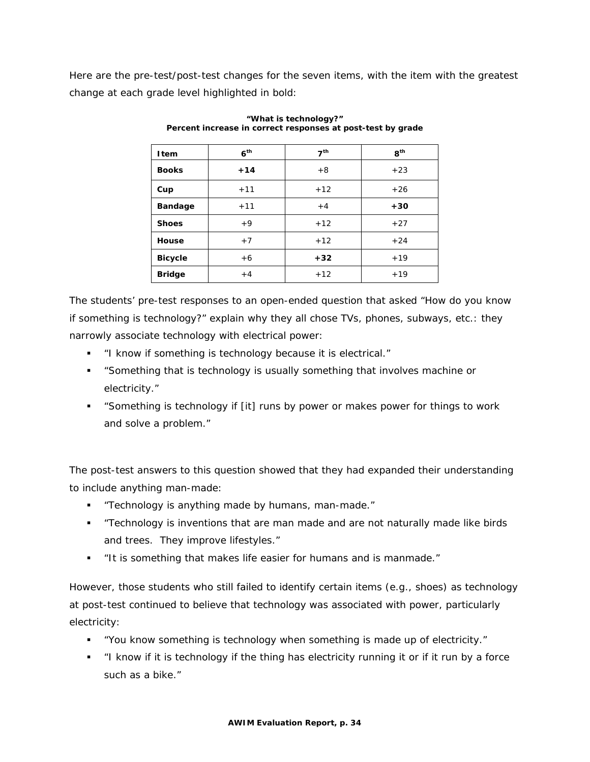Here are the pre-test/post-test changes for the seven items, with the item with the greatest change at each grade level highlighted in bold:

**"What is technology?"**
**Percent increase in correct responses at post-test by grade**

| Item | 6th | 7th | 8th |
|---|---|---|---|
| **Books** | **+14** | +8 | +23 |
| **Cup** | +11 | +12 | +26 |
| **Bandage** | +11 | +4 | **+30** |
| **Shoes** | +9 | +12 | +27 |
| **House** | +7 | +12 | +24 |
| **Bicycle** | +6 | **+32** | +19 |
| **Bridge** | +4 | +12 | +19 |

The students' pre-test responses to an open-ended question that asked "How do you know if something is technology?" explain why they all chose TVs, phones, subways, etc.: they narrowly associate technology with electrical power:

- "I know if something is technology because it is electrical."
- "Something that is technology is usually something that involves machine or electricity."
- "Something is technology if [it] runs by power or makes power for things to work and solve a problem."

The post-test answers to this question showed that they had expanded their understanding to include anything man-made:

- "Technology is anything made by humans, man-made."
- "Technology is inventions that are man made and are not naturally made like birds and trees. They improve lifestyles."
- "It is something that makes life easier for humans and is manmade."

However, those students who still failed to identify certain items (e.g., shoes) as technology at post-test continued to believe that technology was associated with power, particularly electricity:

- "You know something is technology when something is made up of electricity."
- "I know if it is technology if the thing has electricity running it or if it run by a force such as a bike."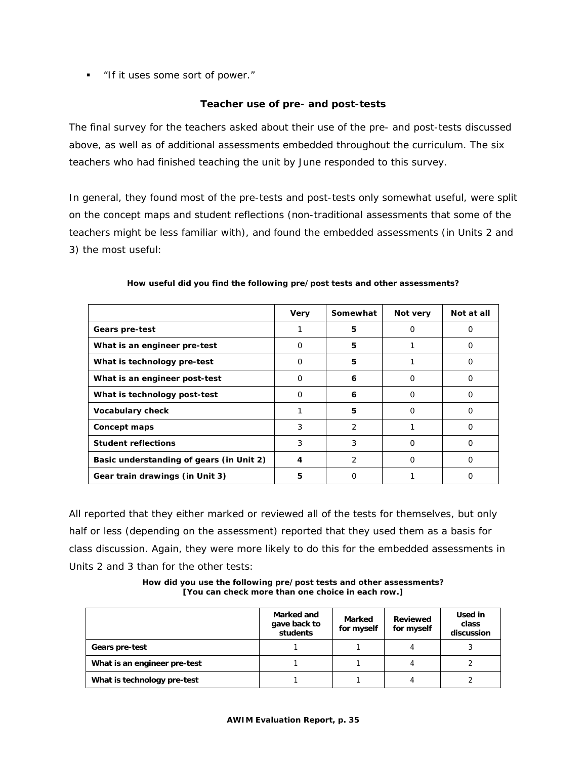- "If it uses some sort of power."

### Teacher use of pre- and post-tests

The final survey for the teachers asked about their use of the pre- and post-tests discussed above, as well as of additional assessments embedded throughout the curriculum. The six teachers who had finished teaching the unit by June responded to this survey.

In general, they found most of the pre-tests and post-tests only somewhat useful, were split on the concept maps and student reflections (non-traditional assessments that some of the teachers might be less familiar with), and found the embedded assessments (in Units 2 and 3) the most useful:

**How useful did you find the following pre/post tests and other assessments?**

| | Very | Somewhat | Not very | Not at all |
|---|---|---|---|---|
| **Gears pre-test** | 1 | **5** | 0 | 0 |
| **What is an engineer pre-test** | 0 | **5** | 1 | 0 |
| **What is technology pre-test** | 0 | **5** | 1 | 0 |
| **What is an engineer post-test** | 0 | **6** | 0 | 0 |
| **What is technology post-test** | 0 | **6** | 0 | 0 |
| **Vocabulary check** | 1 | **5** | 0 | 0 |
| **Concept maps** | 3 | 2 | 1 | 0 |
| **Student reflections** | 3 | 3 | 0 | 0 |
| **Basic understanding of gears (in Unit 2)** | **4** | 2 | 0 | 0 |
| **Gear train drawings (in Unit 3)** | **5** | 0 | 1 | 0 |

All reported that they either marked or reviewed all of the tests for themselves, but only half or less (depending on the assessment) reported that they used them as a basis for class discussion. Again, they were more likely to do this for the embedded assessments in Units 2 and 3 than for the other tests:

**How did you use the following pre/post tests and other assessments?**
**[You can check more than one choice in each row.]**

| | Marked and gave back to students | Marked for myself | Reviewed for myself | Used in class discussion |
|---|---|---|---|---|
| **Gears pre-test** | 1 | 1 | 4 | 3 |
| **What is an engineer pre-test** | 1 | 1 | 4 | 2 |
| **What is technology pre-test** | 1 | 1 | 4 | 2 |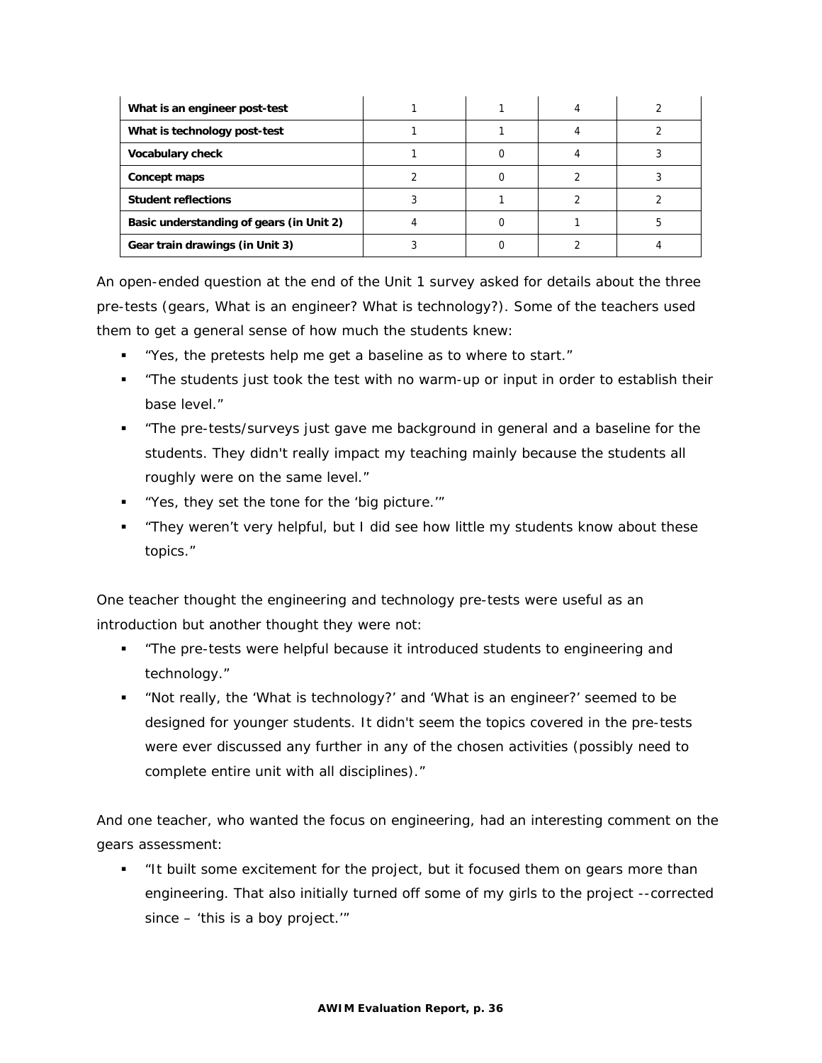| | | | | |
|---|---|---|---|---|
| **What is an engineer post-test** | 1 | 1 | 4 | 2 |
| **What is technology post-test** | 1 | 1 | 4 | 2 |
| **Vocabulary check** | 1 | 0 | 4 | 3 |
| **Concept maps** | 2 | 0 | 2 | 3 |
| **Student reflections** | 3 | 1 | 2 | 2 |
| **Basic understanding of gears (in Unit 2)** | 4 | 0 | 1 | 5 |
| **Gear train drawings (in Unit 3)** | 3 | 0 | 2 | 4 |

An open-ended question at the end of the Unit 1 survey asked for details about the three pre-tests (gears, What is an engineer? What is technology?). Some of the teachers used them to get a general sense of how much the students knew:

- "Yes, the pretests help me get a baseline as to where to start."
- "The students just took the test with no warm-up or input in order to establish their base level."
- "The pre-tests/surveys just gave me background in general and a baseline for the students. They didn't really impact my teaching mainly because the students all roughly were on the same level."
- "Yes, they set the tone for the 'big picture.'"
- "They weren't very helpful, but I did see how little my students know about these topics."

One teacher thought the engineering and technology pre-tests were useful as an introduction but another thought they were not:

- "The pre-tests were helpful because it introduced students to engineering and technology."
- "Not really, the 'What is technology?' and 'What is an engineer?' seemed to be designed for younger students. It didn't seem the topics covered in the pre-tests were ever discussed any further in any of the chosen activities (possibly need to complete entire unit with all disciplines)."

And one teacher, who wanted the focus on engineering, had an interesting comment on the gears assessment:

- "It built some excitement for the project, but it focused them on gears more than engineering. That also initially turned off some of my girls to the project --corrected since – 'this is a boy project.'"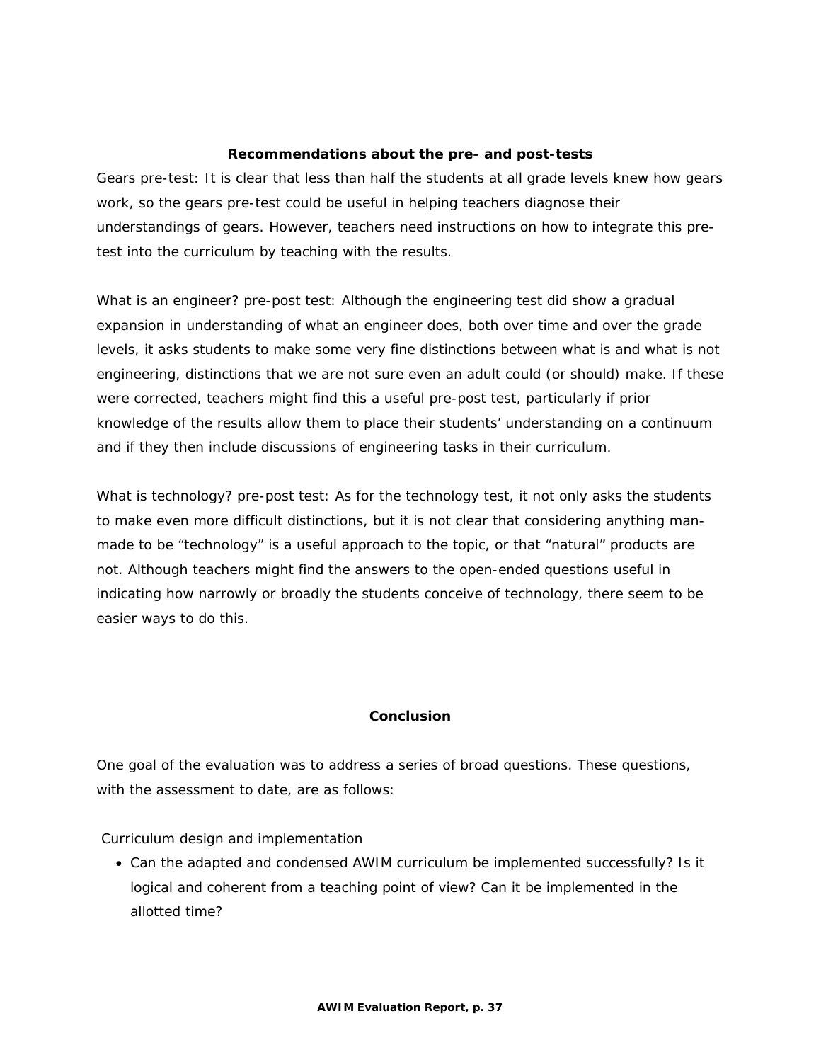## Recommendations about the pre- and post-tests

Gears pre-test: It is clear that less than half the students at all grade levels knew how gears work, so the gears pre-test could be useful in helping teachers diagnose their understandings of gears. However, teachers need instructions on how to integrate this pre-test into the curriculum by teaching with the results.

What is an engineer? pre-post test: Although the engineering test did show a gradual expansion in understanding of what an engineer does, both over time and over the grade levels, it asks students to make some very fine distinctions between what is and what is not engineering, distinctions that we are not sure even an adult could (or should) make. If these were corrected, teachers might find this a useful pre-post test, particularly if prior knowledge of the results allow them to place their students' understanding on a continuum and if they then include discussions of engineering tasks in their curriculum.

What is technology? pre-post test: As for the technology test, it not only asks the students to make even more difficult distinctions, but it is not clear that considering anything man-made to be "technology" is a useful approach to the topic, or that "natural" products are not. Although teachers might find the answers to the open-ended questions useful in indicating how narrowly or broadly the students conceive of technology, there seem to be easier ways to do this.

## Conclusion

One goal of the evaluation was to address a series of broad questions. These questions, with the assessment to date, are as follows:

Curriculum design and implementation

- Can the adapted and condensed AWIM curriculum be implemented successfully? Is it logical and coherent from a teaching point of view? Can it be implemented in the allotted time?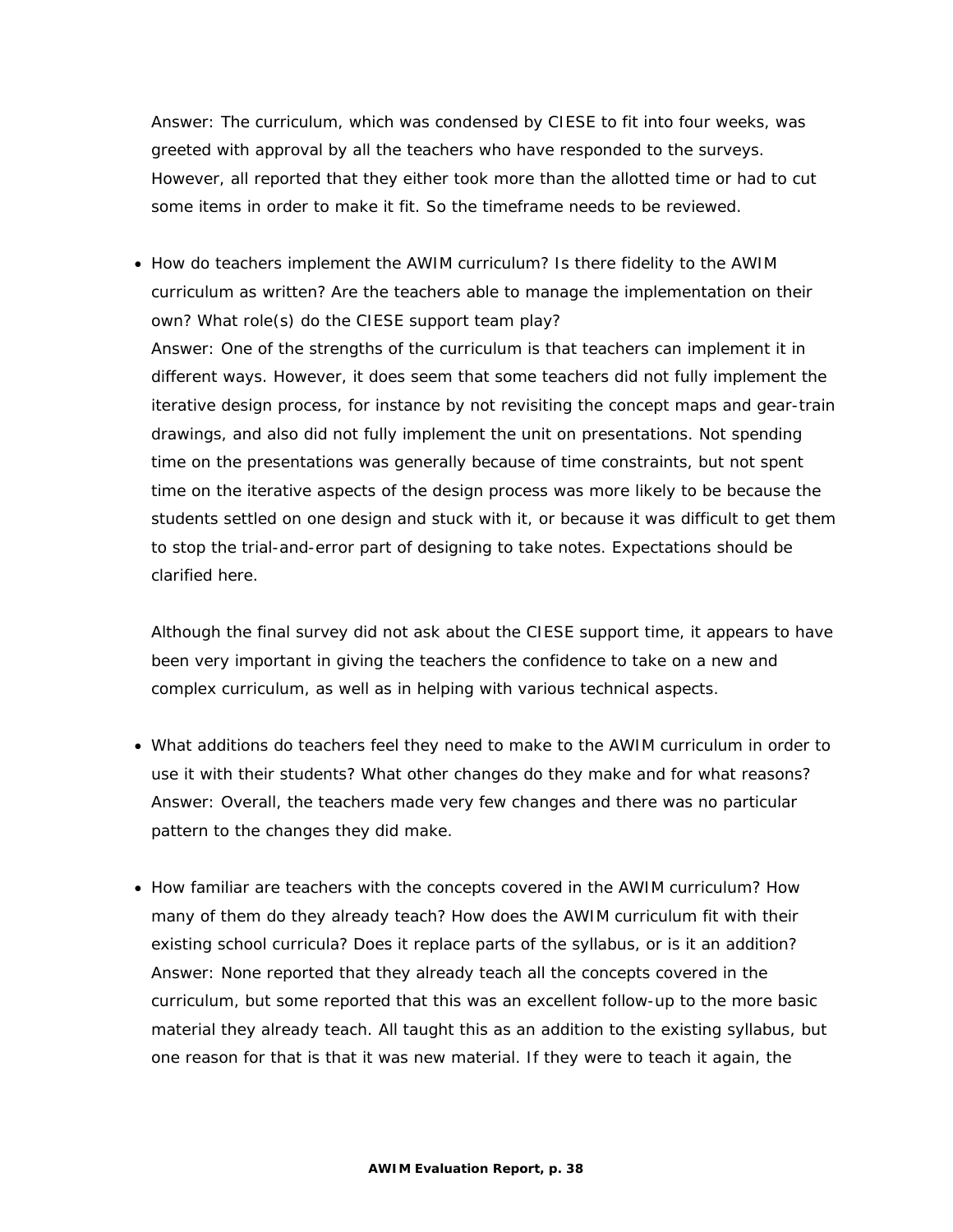Answer: The curriculum, which was condensed by CIESE to fit into four weeks, was greeted with approval by all the teachers who have responded to the surveys. However, all reported that they either took more than the allotted time or had to cut some items in order to make it fit. So the timeframe needs to be reviewed.

- How do teachers implement the AWIM curriculum? Is there fidelity to the AWIM curriculum as written? Are the teachers able to manage the implementation on their own? What role(s) do the CIESE support team play?
  Answer: One of the strengths of the curriculum is that teachers can implement it in different ways. However, it does seem that some teachers did not fully implement the iterative design process, for instance by not revisiting the concept maps and gear-train drawings, and also did not fully implement the unit on presentations. Not spending time on the presentations was generally because of time constraints, but not spent time on the iterative aspects of the design process was more likely to be because the students settled on one design and stuck with it, or because it was difficult to get them to stop the trial-and-error part of designing to take notes. Expectations should be clarified here.

  Although the final survey did not ask about the CIESE support time, it appears to have been very important in giving the teachers the confidence to take on a new and complex curriculum, as well as in helping with various technical aspects.

- What additions do teachers feel they need to make to the AWIM curriculum in order to use it with their students? What other changes do they make and for what reasons?
  Answer: Overall, the teachers made very few changes and there was no particular pattern to the changes they did make.

- How familiar are teachers with the concepts covered in the AWIM curriculum? How many of them do they already teach? How does the AWIM curriculum fit with their existing school curricula? Does it replace parts of the syllabus, or is it an addition?
  Answer: None reported that they already teach all the concepts covered in the curriculum, but some reported that this was an excellent follow-up to the more basic material they already teach. All taught this as an addition to the existing syllabus, but one reason for that is that it was new material. If they were to teach it again, the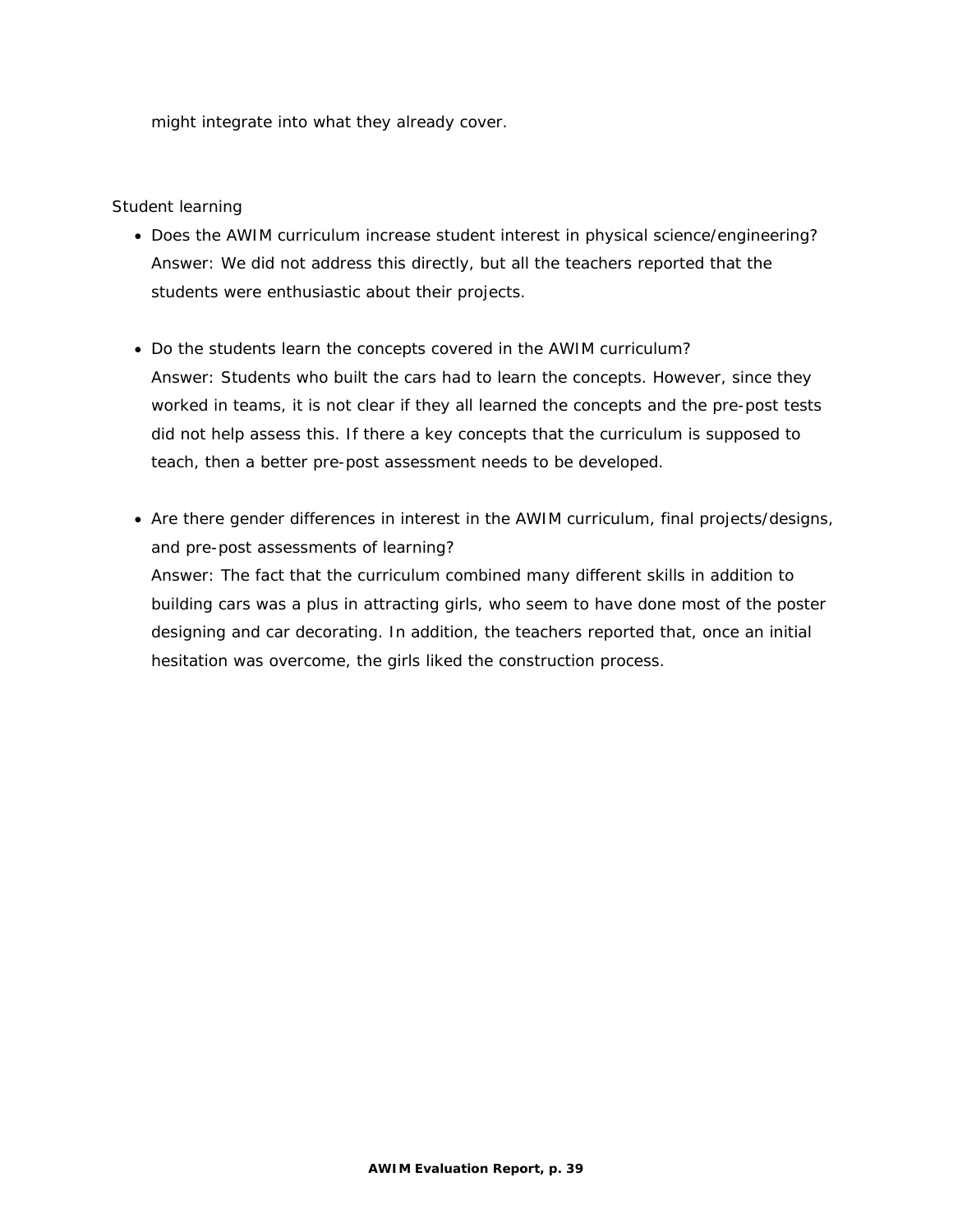might integrate into what they already cover.

Student learning

- Does the AWIM curriculum increase student interest in physical science/engineering?
  Answer: We did not address this directly, but all the teachers reported that the students were enthusiastic about their projects.

- Do the students learn the concepts covered in the AWIM curriculum?
  Answer: Students who built the cars had to learn the concepts. However, since they worked in teams, it is not clear if they all learned the concepts and the pre-post tests did not help assess this. If there a key concepts that the curriculum is supposed to teach, then a better pre-post assessment needs to be developed.

- Are there gender differences in interest in the AWIM curriculum, final projects/designs, and pre-post assessments of learning?
  Answer: The fact that the curriculum combined many different skills in addition to building cars was a plus in attracting girls, who seem to have done most of the poster designing and car decorating. In addition, the teachers reported that, once an initial hesitation was overcome, the girls liked the construction process.